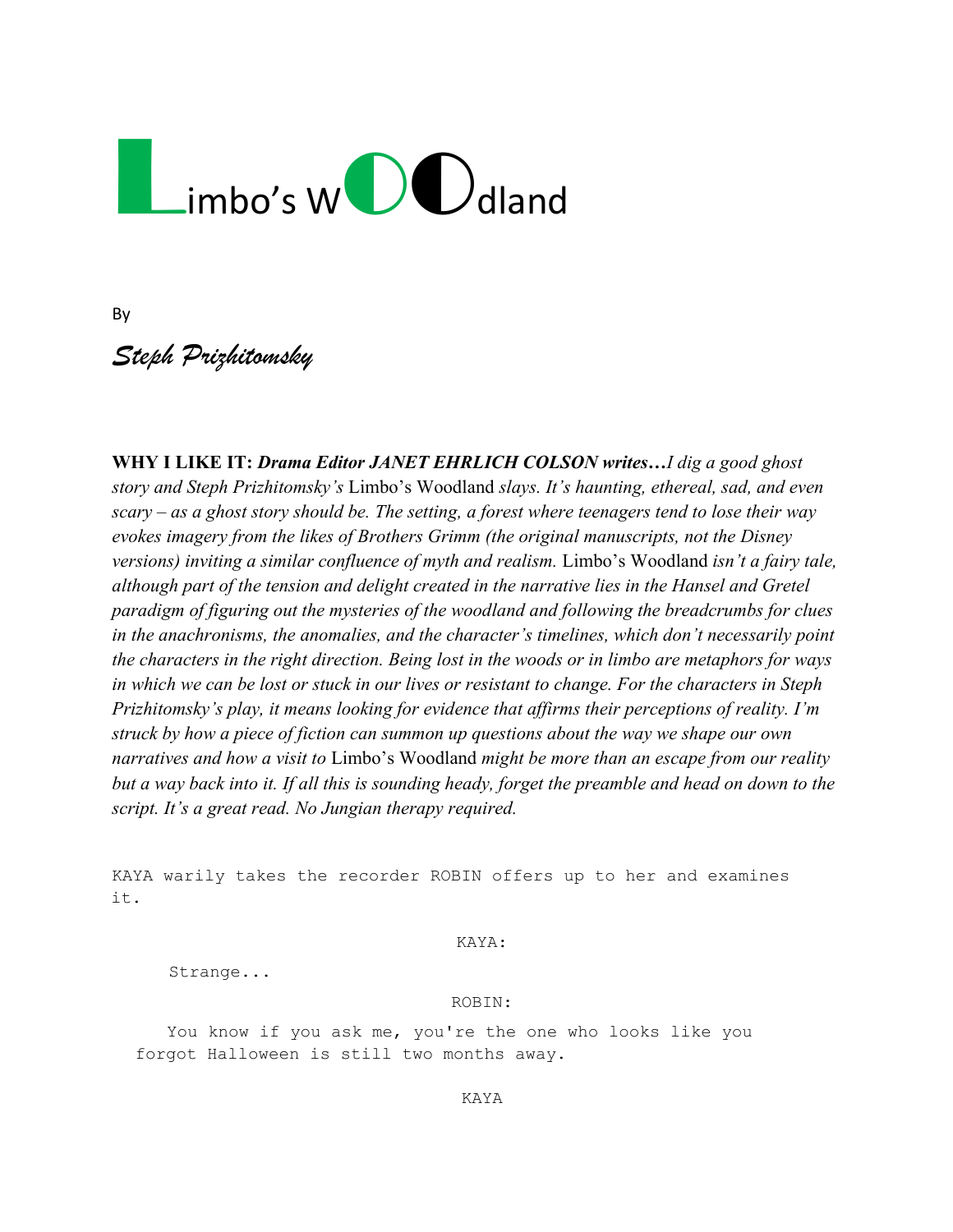# Limbo's WOOdland

By

*Steph Prizhitomsky*

**WHY I LIKE IT:** ***Drama Editor JANET EHRLICH COLSON writes…****I dig a good ghost story and Steph Prizhitomsky's* Limbo's Woodland *slays. It's haunting, ethereal, sad, and even scary – as a ghost story should be. The setting, a forest where teenagers tend to lose their way evokes imagery from the likes of Brothers Grimm (the original manuscripts, not the Disney versions) inviting a similar confluence of myth and realism.* Limbo's Woodland *isn't a fairy tale, although part of the tension and delight created in the narrative lies in the Hansel and Gretel paradigm of figuring out the mysteries of the woodland and following the breadcrumbs for clues in the anachronisms, the anomalies, and the character's timelines, which don't necessarily point the characters in the right direction. Being lost in the woods or in limbo are metaphors for ways in which we can be lost or stuck in our lives or resistant to change. For the characters in Steph Prizhitomsky's play, it means looking for evidence that affirms their perceptions of reality. I'm struck by how a piece of fiction can summon up questions about the way we shape our own narratives and how a visit to* Limbo's Woodland *might be more than an escape from our reality but a way back into it. If all this is sounding heady, forget the preamble and head on down to the script. It's a great read. No Jungian therapy required.*

KAYA warily takes the recorder ROBIN offers up to her and examines it.

KAYA:

Strange...

ROBIN:

You know if you ask me, you're the one who looks like you forgot Halloween is still two months away.

KAYA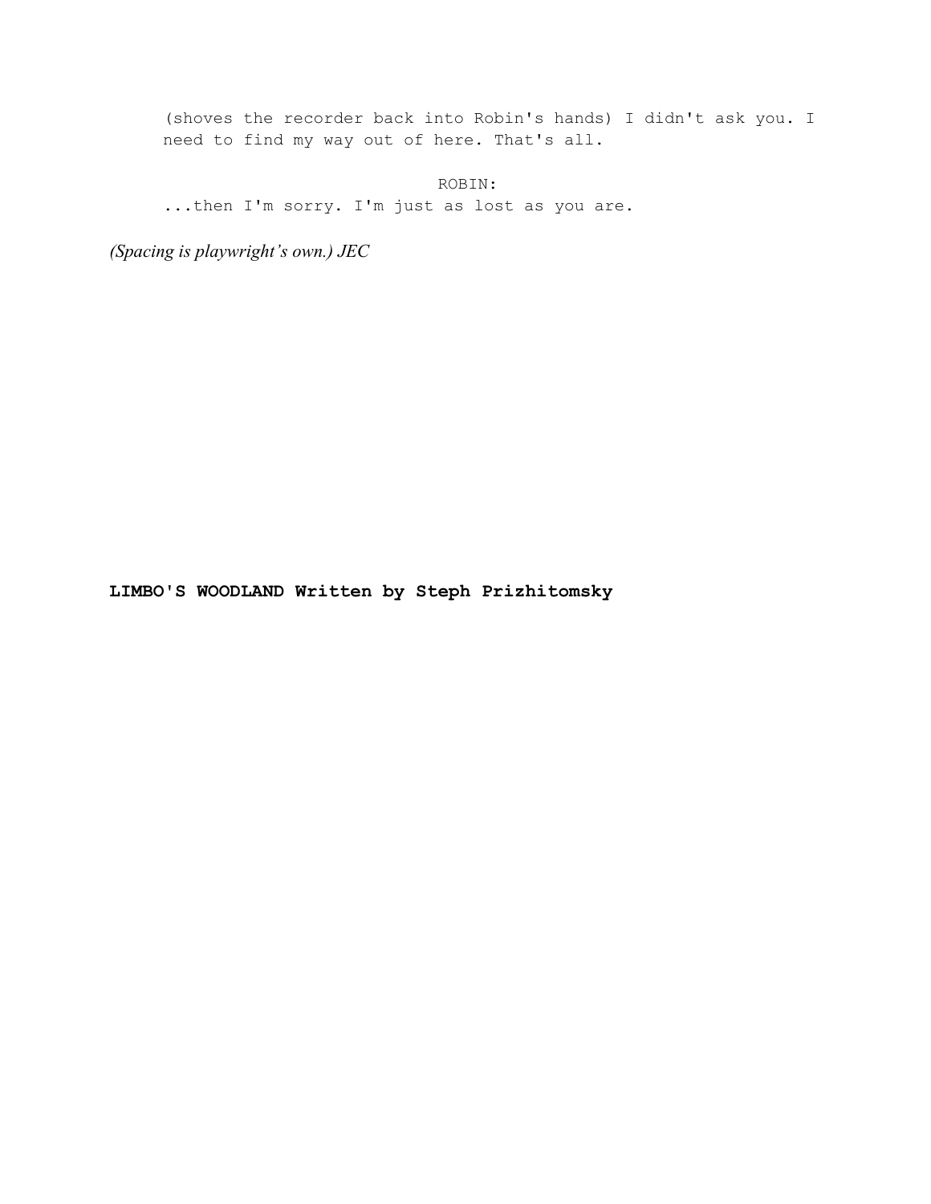(shoves the recorder back into Robin's hands) I didn't ask you. I need to find my way out of here. That's all.

ROBIN:

...then I'm sorry. I'm just as lost as you are.

*(Spacing is playwright's own.) JEC*

**LIMBO'S WOODLAND Written by Steph Prizhitomsky**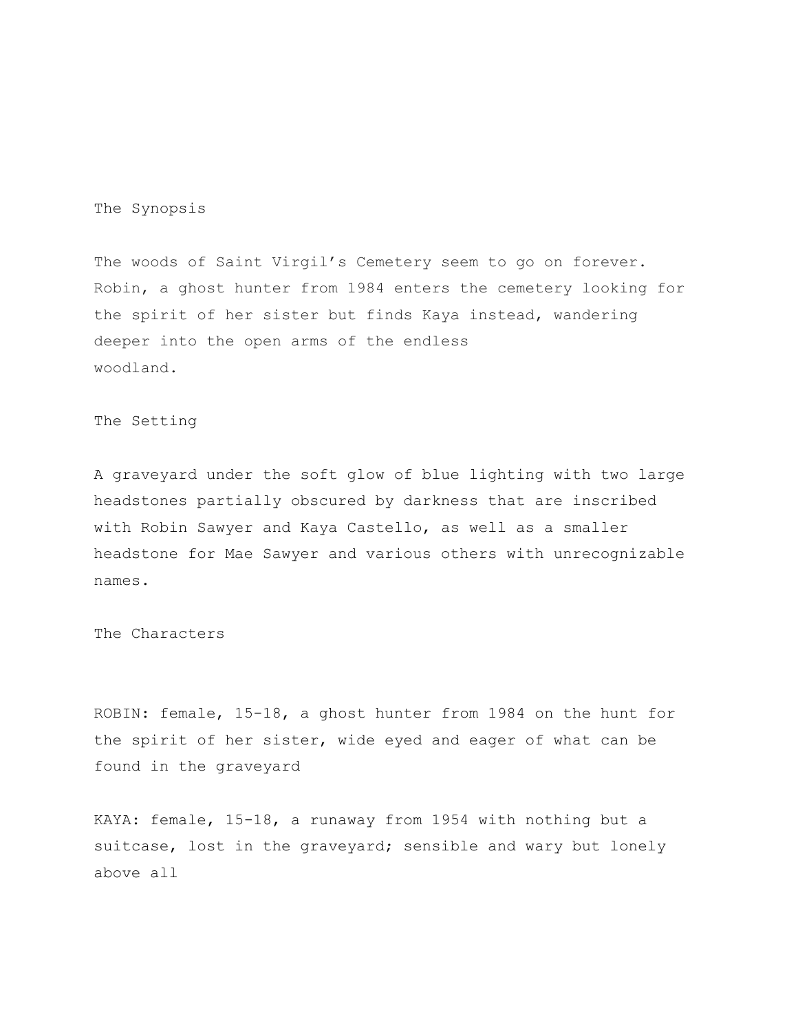## The Synopsis

The woods of Saint Virgil's Cemetery seem to go on forever. Robin, a ghost hunter from 1984 enters the cemetery looking for the spirit of her sister but finds Kaya instead, wandering deeper into the open arms of the endless woodland.

## The Setting

A graveyard under the soft glow of blue lighting with two large headstones partially obscured by darkness that are inscribed with Robin Sawyer and Kaya Castello, as well as a smaller headstone for Mae Sawyer and various others with unrecognizable names.

## The Characters

ROBIN: female, 15-18, a ghost hunter from 1984 on the hunt for the spirit of her sister, wide eyed and eager of what can be found in the graveyard

KAYA: female, 15-18, a runaway from 1954 with nothing but a suitcase, lost in the graveyard; sensible and wary but lonely above all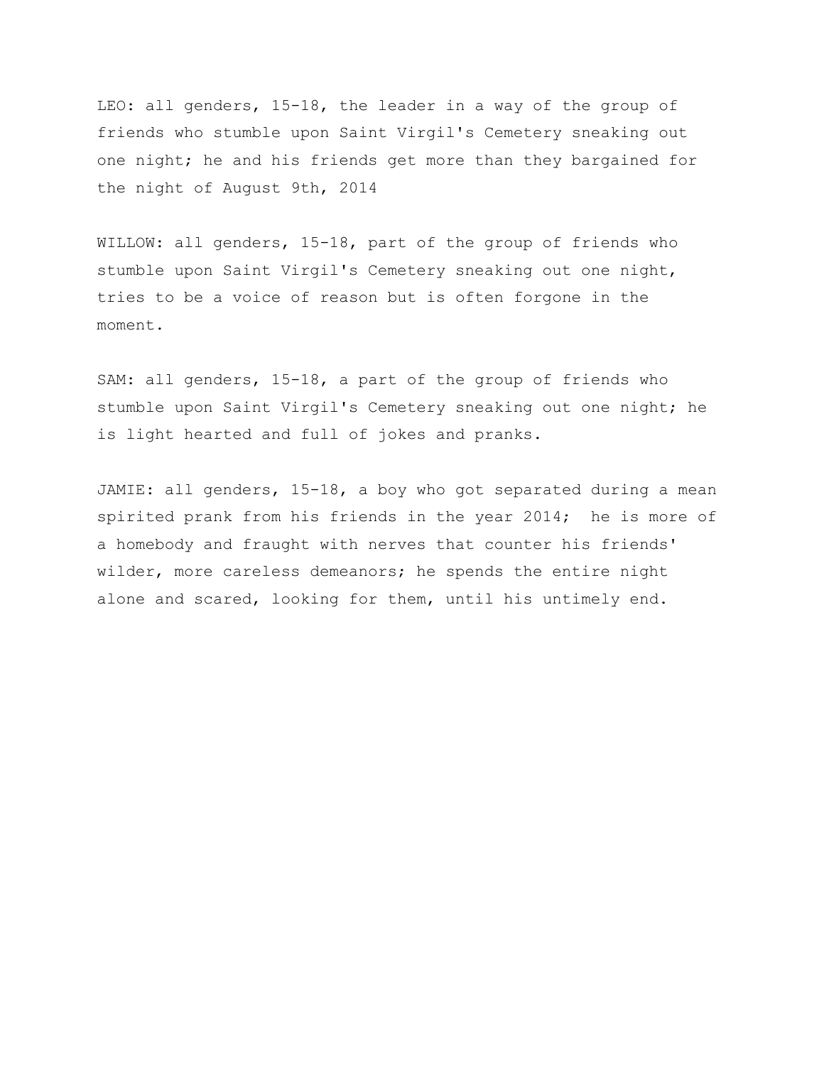LEO: all genders, 15-18, the leader in a way of the group of friends who stumble upon Saint Virgil's Cemetery sneaking out one night; he and his friends get more than they bargained for the night of August 9th, 2014

WILLOW: all genders, 15-18, part of the group of friends who stumble upon Saint Virgil's Cemetery sneaking out one night, tries to be a voice of reason but is often forgone in the moment.

SAM: all genders, 15-18, a part of the group of friends who stumble upon Saint Virgil's Cemetery sneaking out one night; he is light hearted and full of jokes and pranks.

JAMIE: all genders, 15-18, a boy who got separated during a mean spirited prank from his friends in the year 2014; he is more of a homebody and fraught with nerves that counter his friends' wilder, more careless demeanors; he spends the entire night alone and scared, looking for them, until his untimely end.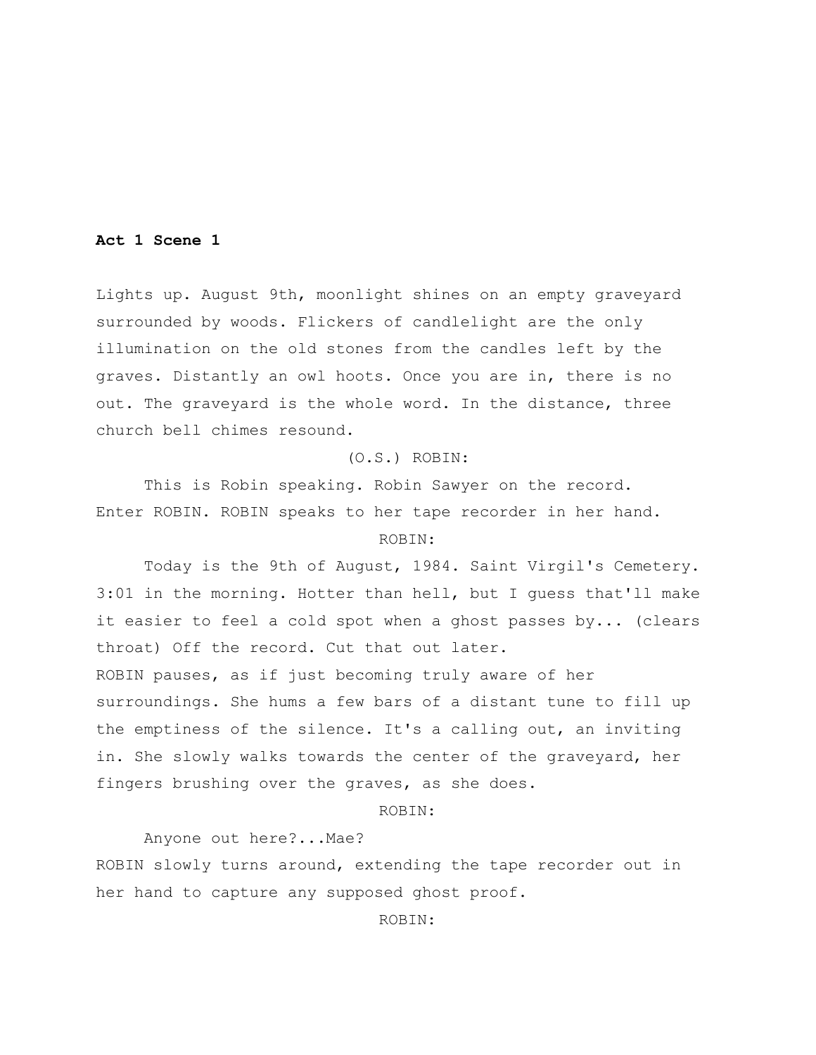**Act 1 Scene 1**

Lights up. August 9th, moonlight shines on an empty graveyard surrounded by woods. Flickers of candlelight are the only illumination on the old stones from the candles left by the graves. Distantly an owl hoots. Once you are in, there is no out. The graveyard is the whole word. In the distance, three church bell chimes resound.

(O.S.) ROBIN:

This is Robin speaking. Robin Sawyer on the record.

Enter ROBIN. ROBIN speaks to her tape recorder in her hand.

ROBIN:

Today is the 9th of August, 1984. Saint Virgil's Cemetery. 3:01 in the morning. Hotter than hell, but I guess that'll make it easier to feel a cold spot when a ghost passes by... (clears throat) Off the record. Cut that out later.

ROBIN pauses, as if just becoming truly aware of her surroundings. She hums a few bars of a distant tune to fill up the emptiness of the silence. It's a calling out, an inviting in. She slowly walks towards the center of the graveyard, her fingers brushing over the graves, as she does.

ROBIN:

Anyone out here?...Mae?

ROBIN slowly turns around, extending the tape recorder out in her hand to capture any supposed ghost proof.

ROBIN: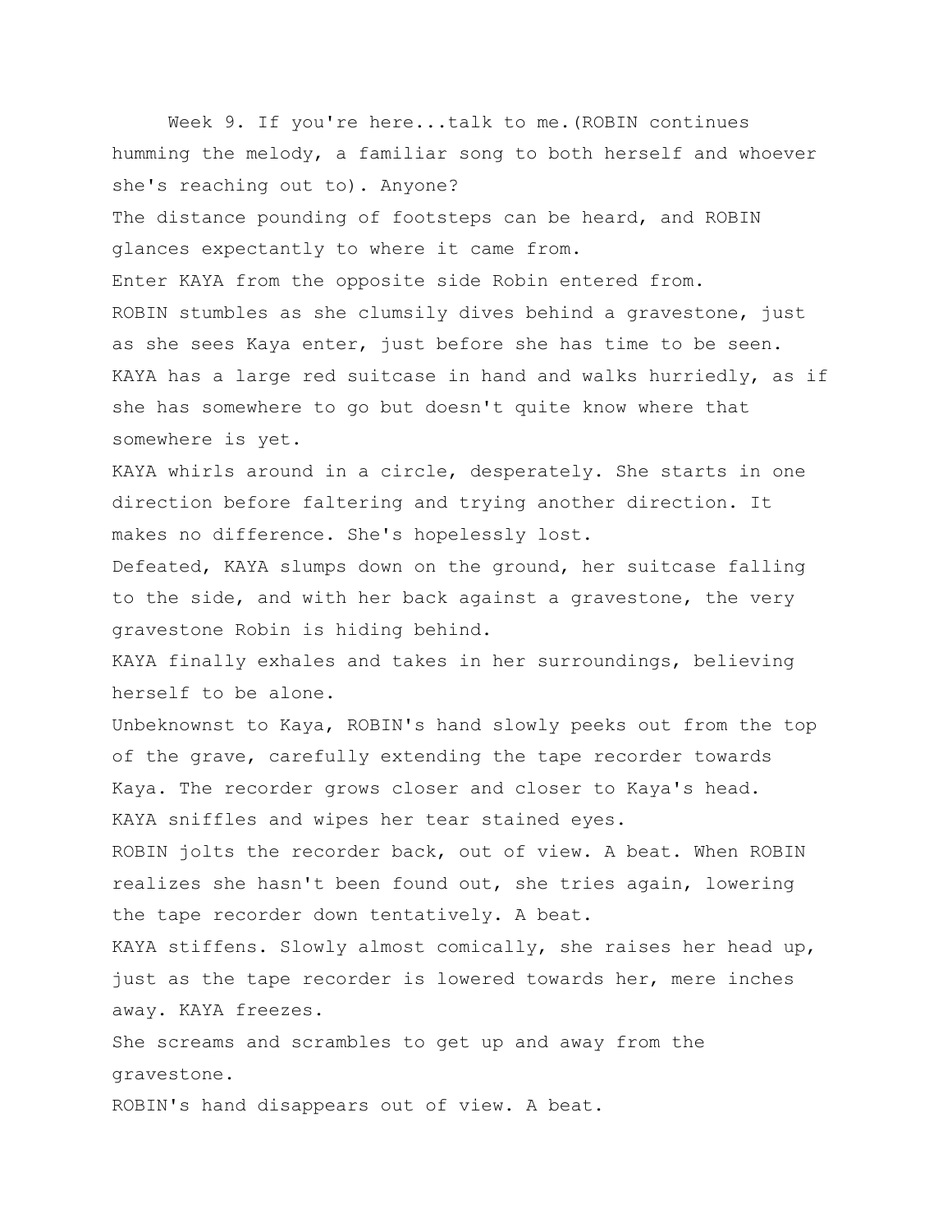Week 9. If you're here...talk to me.(ROBIN continues humming the melody, a familiar song to both herself and whoever she's reaching out to). Anyone?

The distance pounding of footsteps can be heard, and ROBIN glances expectantly to where it came from.

Enter KAYA from the opposite side Robin entered from.

ROBIN stumbles as she clumsily dives behind a gravestone, just as she sees Kaya enter, just before she has time to be seen.

KAYA has a large red suitcase in hand and walks hurriedly, as if she has somewhere to go but doesn't quite know where that somewhere is yet.

KAYA whirls around in a circle, desperately. She starts in one direction before faltering and trying another direction. It makes no difference. She's hopelessly lost.

Defeated, KAYA slumps down on the ground, her suitcase falling to the side, and with her back against a gravestone, the very gravestone Robin is hiding behind.

KAYA finally exhales and takes in her surroundings, believing herself to be alone.

Unbeknownst to Kaya, ROBIN's hand slowly peeks out from the top of the grave, carefully extending the tape recorder towards Kaya. The recorder grows closer and closer to Kaya's head.

KAYA sniffles and wipes her tear stained eyes.

ROBIN jolts the recorder back, out of view. A beat. When ROBIN realizes she hasn't been found out, she tries again, lowering the tape recorder down tentatively. A beat.

KAYA stiffens. Slowly almost comically, she raises her head up, just as the tape recorder is lowered towards her, mere inches away. KAYA freezes.

She screams and scrambles to get up and away from the gravestone.

ROBIN's hand disappears out of view. A beat.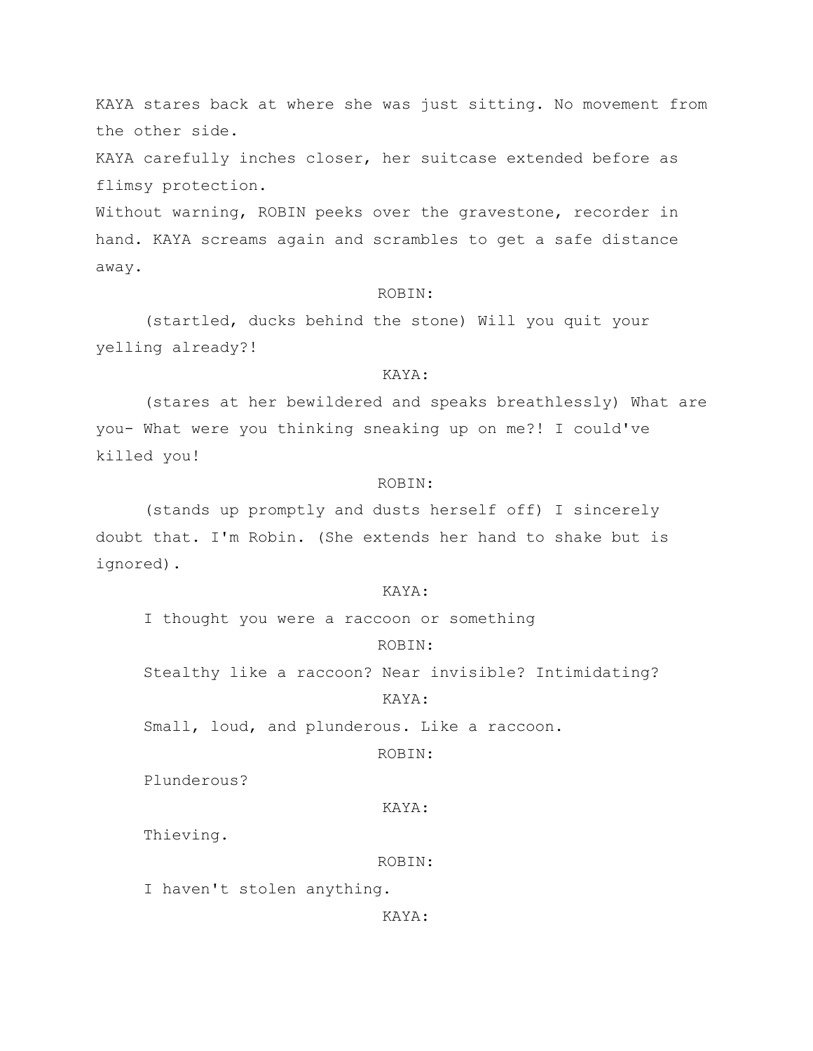KAYA stares back at where she was just sitting. No movement from the other side.

KAYA carefully inches closer, her suitcase extended before as flimsy protection.

Without warning, ROBIN peeks over the gravestone, recorder in hand. KAYA screams again and scrambles to get a safe distance away.

ROBIN:

(startled, ducks behind the stone) Will you quit your yelling already?!

KAYA:

(stares at her bewildered and speaks breathlessly) What are you- What were you thinking sneaking up on me?! I could've killed you!

ROBIN:

(stands up promptly and dusts herself off) I sincerely doubt that. I'm Robin. (She extends her hand to shake but is ignored).

KAYA:

I thought you were a raccoon or something

ROBIN:

Stealthy like a raccoon? Near invisible? Intimidating?

KAYA:

Small, loud, and plunderous. Like a raccoon.

ROBIN:

Plunderous?

KAYA:

Thieving.

ROBIN:

I haven't stolen anything.

KAYA: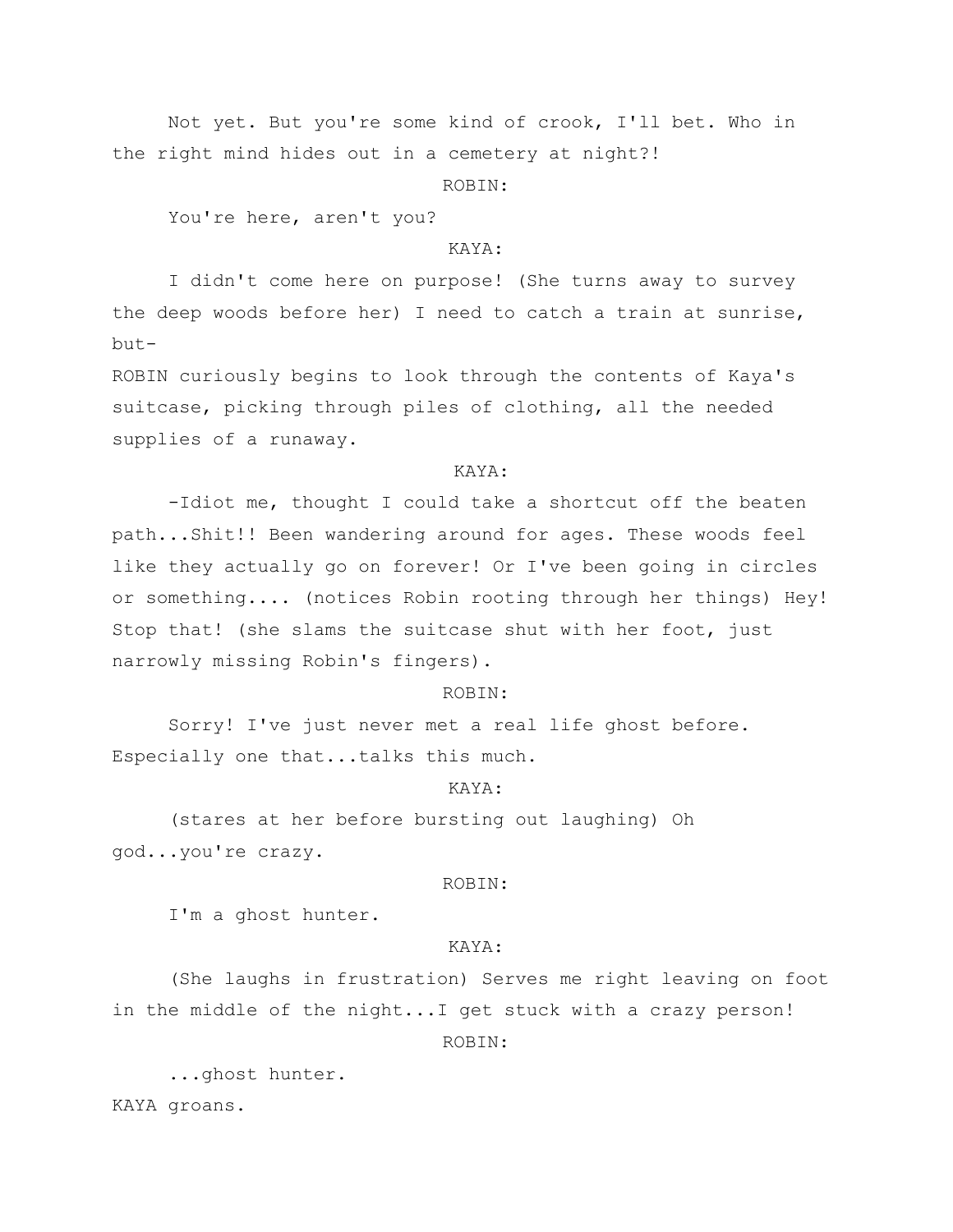Not yet. But you're some kind of crook, I'll bet. Who in the right mind hides out in a cemetery at night?!

ROBIN:

You're here, aren't you?

KAYA:

I didn't come here on purpose! (She turns away to survey the deep woods before her) I need to catch a train at sunrise, but-

ROBIN curiously begins to look through the contents of Kaya's suitcase, picking through piles of clothing, all the needed supplies of a runaway.

KAYA:

-Idiot me, thought I could take a shortcut off the beaten path...Shit!! Been wandering around for ages. These woods feel like they actually go on forever! Or I've been going in circles or something.... (notices Robin rooting through her things) Hey! Stop that! (she slams the suitcase shut with her foot, just narrowly missing Robin's fingers).

ROBIN:

Sorry! I've just never met a real life ghost before. Especially one that...talks this much.

KAYA:

(stares at her before bursting out laughing) Oh god...you're crazy.

ROBIN:

I'm a ghost hunter.

KAYA:

(She laughs in frustration) Serves me right leaving on foot in the middle of the night...I get stuck with a crazy person!

ROBIN:

...ghost hunter.

KAYA groans.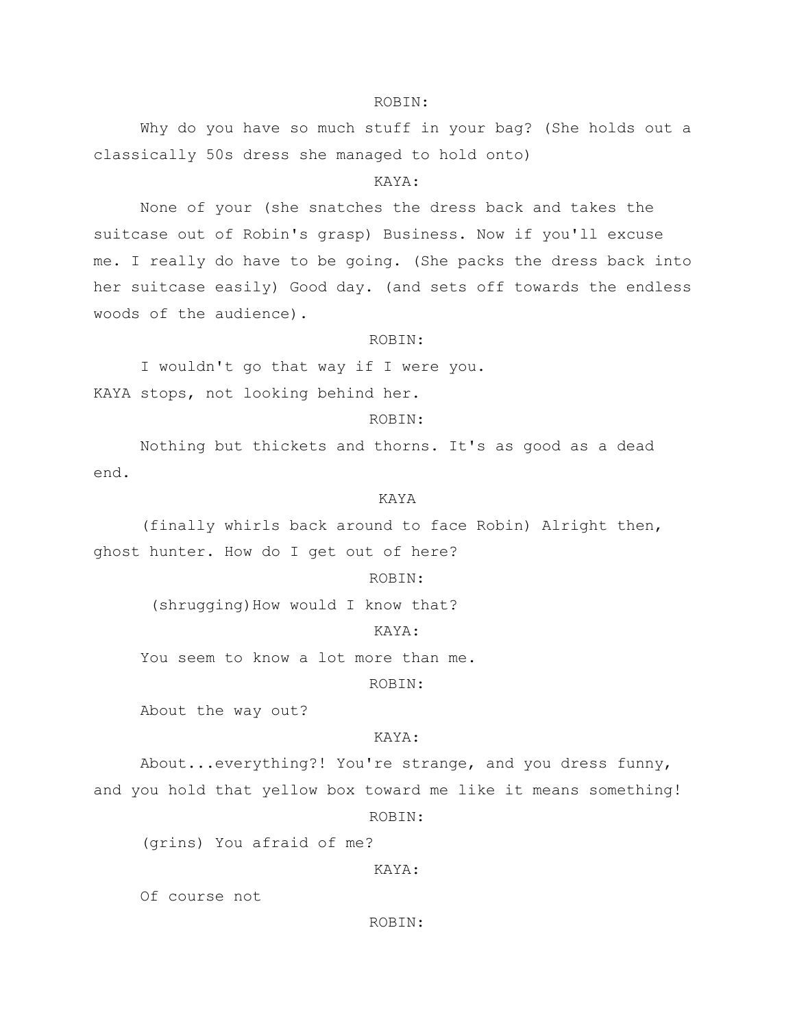ROBIN:

Why do you have so much stuff in your bag? (She holds out a classically 50s dress she managed to hold onto)

KAYA:

None of your (she snatches the dress back and takes the suitcase out of Robin's grasp) Business. Now if you'll excuse me. I really do have to be going. (She packs the dress back into her suitcase easily) Good day. (and sets off towards the endless woods of the audience).

ROBIN:

I wouldn't go that way if I were you.

KAYA stops, not looking behind her.

ROBIN:

Nothing but thickets and thorns. It's as good as a dead end.

KAYA

(finally whirls back around to face Robin) Alright then, ghost hunter. How do I get out of here?

ROBIN:

(shrugging)How would I know that?

KAYA:

You seem to know a lot more than me.

ROBIN:

About the way out?

KAYA:

About...everything?! You're strange, and you dress funny, and you hold that yellow box toward me like it means something!

ROBIN:

(grins) You afraid of me?

KAYA:

Of course not

ROBIN: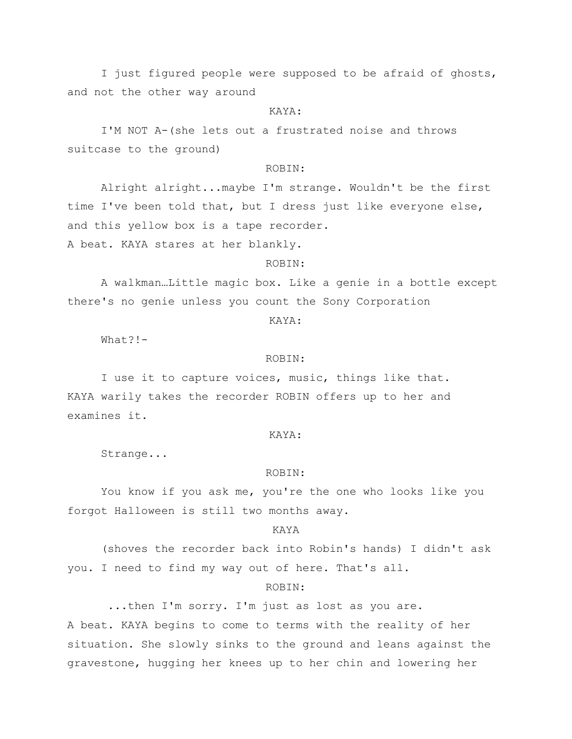I just figured people were supposed to be afraid of ghosts, and not the other way around

KAYA:

I'M NOT A-(she lets out a frustrated noise and throws suitcase to the ground)

ROBIN:

Alright alright...maybe I'm strange. Wouldn't be the first time I've been told that, but I dress just like everyone else, and this yellow box is a tape recorder.

A beat. KAYA stares at her blankly.

ROBIN:

A walkman…Little magic box. Like a genie in a bottle except there's no genie unless you count the Sony Corporation

KAYA:

What?!-

ROBIN:

I use it to capture voices, music, things like that.

KAYA warily takes the recorder ROBIN offers up to her and examines it.

KAYA:

Strange...

ROBIN:

You know if you ask me, you're the one who looks like you forgot Halloween is still two months away.

KAYA

(shoves the recorder back into Robin's hands) I didn't ask you. I need to find my way out of here. That's all.

ROBIN:

...then I'm sorry. I'm just as lost as you are.

A beat. KAYA begins to come to terms with the reality of her situation. She slowly sinks to the ground and leans against the gravestone, hugging her knees up to her chin and lowering her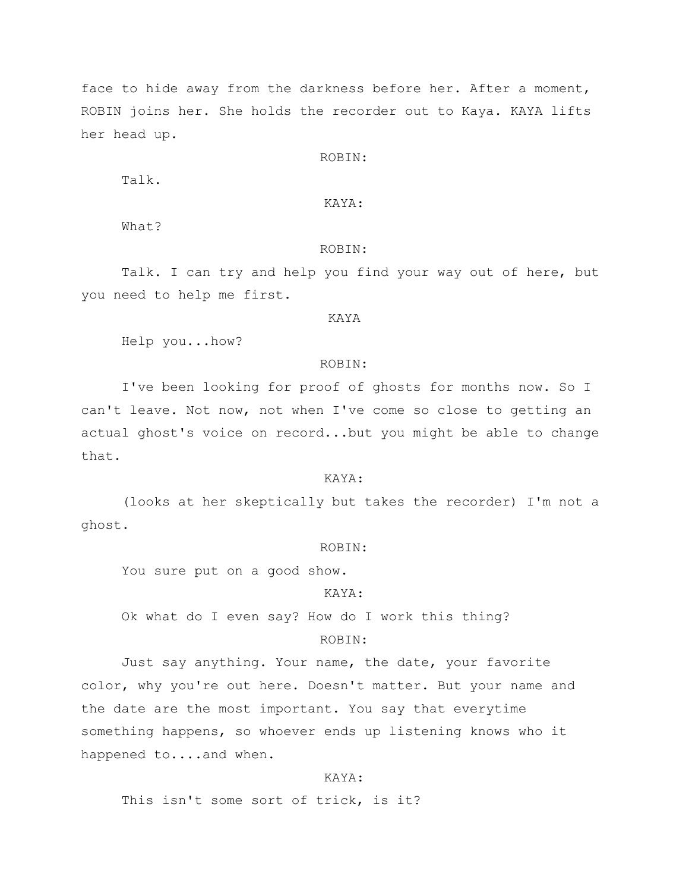face to hide away from the darkness before her. After a moment, ROBIN joins her. She holds the recorder out to Kaya. KAYA lifts her head up.

ROBIN:

Talk.

KAYA:

What?

ROBIN:

Talk. I can try and help you find your way out of here, but you need to help me first.

KAYA

Help you...how?

ROBIN:

I've been looking for proof of ghosts for months now. So I can't leave. Not now, not when I've come so close to getting an actual ghost's voice on record...but you might be able to change that.

KAYA:

(looks at her skeptically but takes the recorder) I'm not a ghost.

ROBIN:

You sure put on a good show.

KAYA:

Ok what do I even say? How do I work this thing?

ROBIN:

Just say anything. Your name, the date, your favorite color, why you're out here. Doesn't matter. But your name and the date are the most important. You say that everytime something happens, so whoever ends up listening knows who it happened to....and when.

KAYA:

This isn't some sort of trick, is it?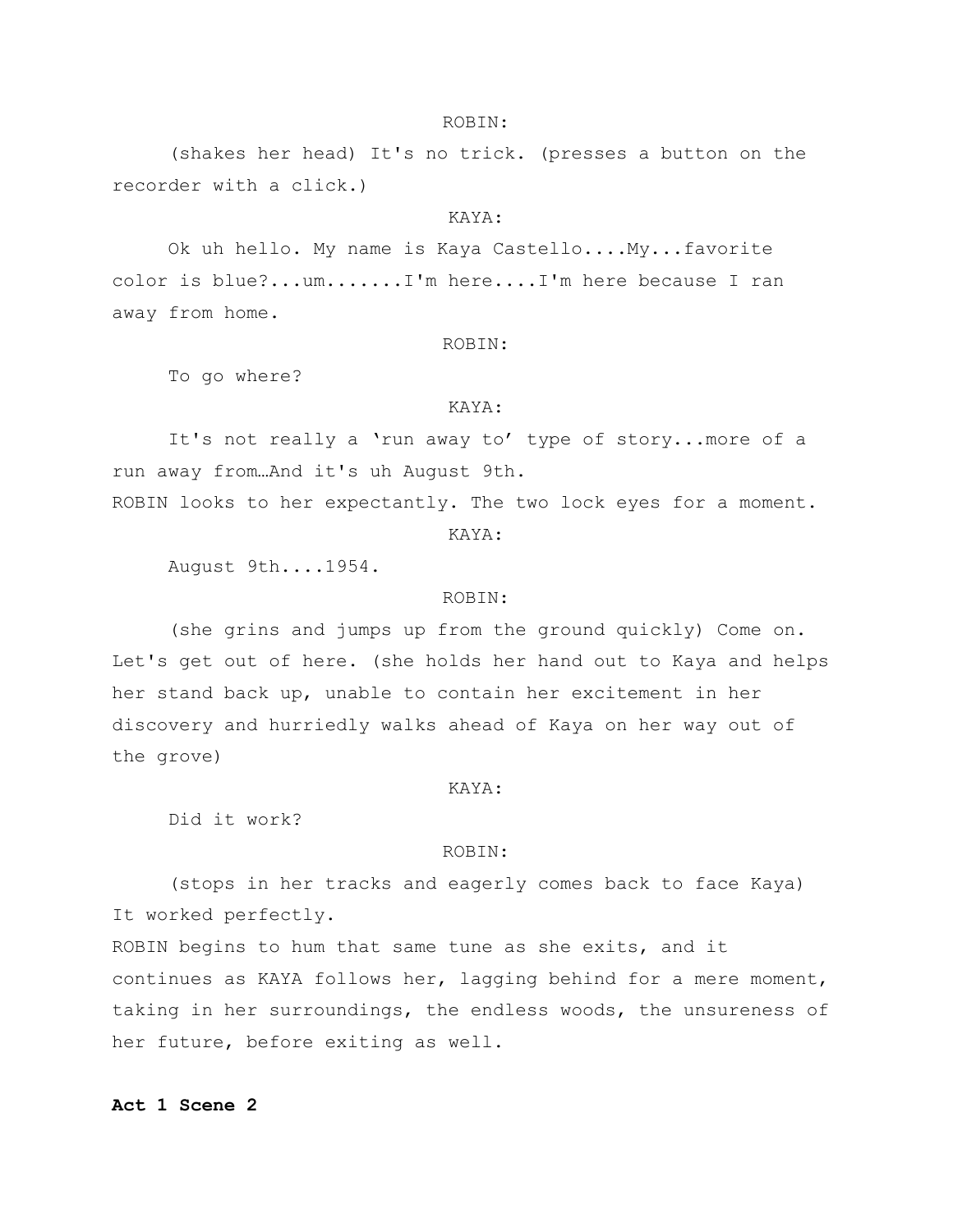ROBIN:

(shakes her head) It's no trick. (presses a button on the recorder with a click.)

KAYA:

Ok uh hello. My name is Kaya Castello....My...favorite color is blue?...um.......I'm here....I'm here because I ran away from home.

ROBIN:

To go where?

KAYA:

It's not really a ‘run away to’ type of story...more of a run away from…And it's uh August 9th.

ROBIN looks to her expectantly. The two lock eyes for a moment.

KAYA:

August 9th....1954.

ROBIN:

(she grins and jumps up from the ground quickly) Come on. Let's get out of here. (she holds her hand out to Kaya and helps her stand back up, unable to contain her excitement in her discovery and hurriedly walks ahead of Kaya on her way out of the grove)

KAYA:

Did it work?

ROBIN:

(stops in her tracks and eagerly comes back to face Kaya) It worked perfectly.

ROBIN begins to hum that same tune as she exits, and it continues as KAYA follows her, lagging behind for a mere moment, taking in her surroundings, the endless woods, the unsureness of her future, before exiting as well.

**Act 1 Scene 2**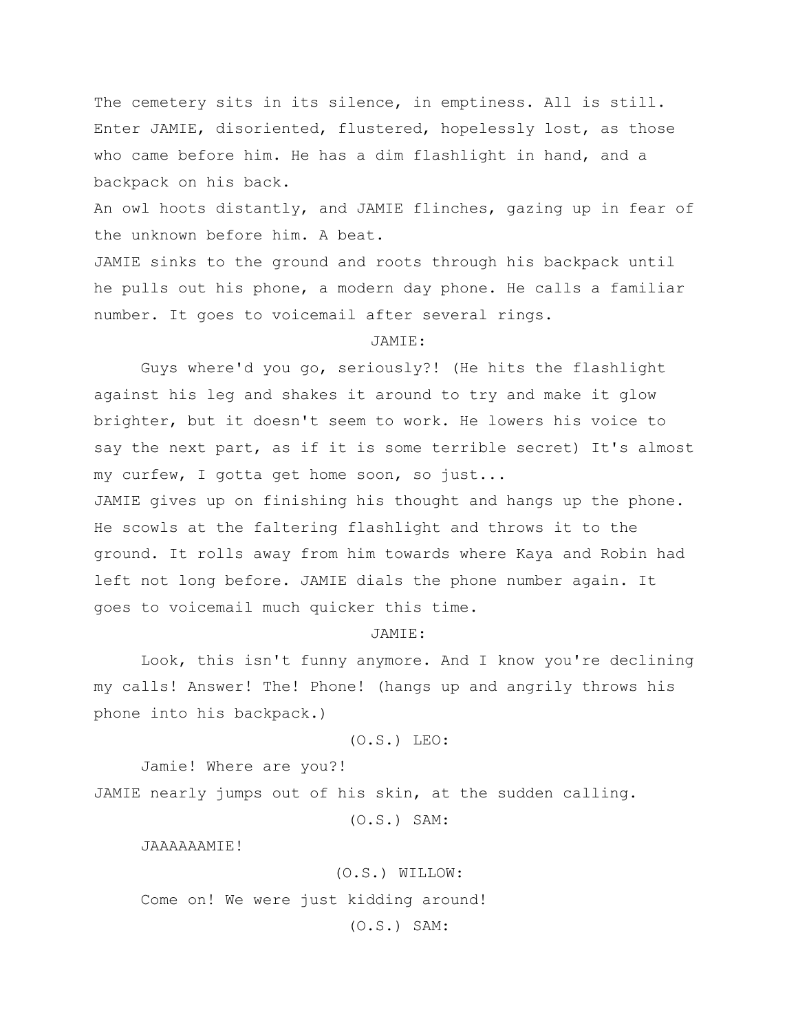The cemetery sits in its silence, in emptiness. All is still. Enter JAMIE, disoriented, flustered, hopelessly lost, as those who came before him. He has a dim flashlight in hand, and a backpack on his back.

An owl hoots distantly, and JAMIE flinches, gazing up in fear of the unknown before him. A beat.

JAMIE sinks to the ground and roots through his backpack until he pulls out his phone, a modern day phone. He calls a familiar number. It goes to voicemail after several rings.

JAMIE:

Guys where'd you go, seriously?! (He hits the flashlight against his leg and shakes it around to try and make it glow brighter, but it doesn't seem to work. He lowers his voice to say the next part, as if it is some terrible secret) It's almost my curfew, I gotta get home soon, so just...

JAMIE gives up on finishing his thought and hangs up the phone. He scowls at the faltering flashlight and throws it to the ground. It rolls away from him towards where Kaya and Robin had left not long before. JAMIE dials the phone number again. It goes to voicemail much quicker this time.

JAMIE:

Look, this isn't funny anymore. And I know you're declining my calls! Answer! The! Phone! (hangs up and angrily throws his phone into his backpack.)

(O.S.) LEO:

Jamie! Where are you?!

JAMIE nearly jumps out of his skin, at the sudden calling.

(O.S.) SAM:

JAAAAAAMIE!

(O.S.) WILLOW:

Come on! We were just kidding around!

(O.S.) SAM: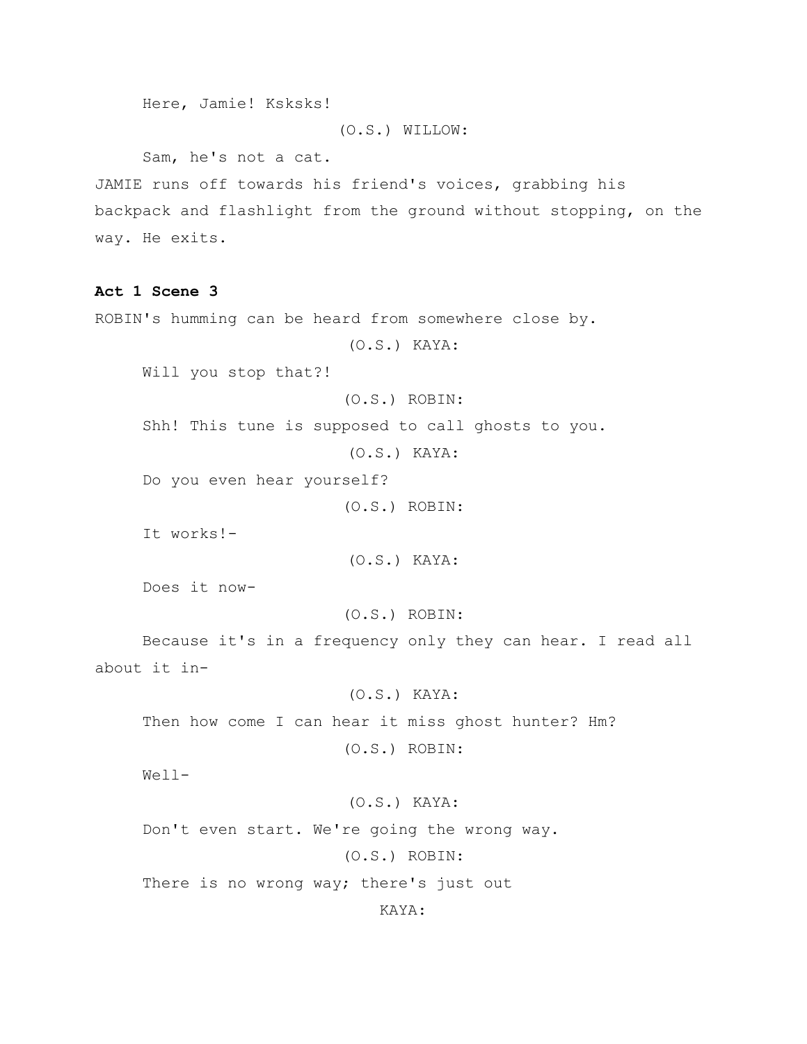Here, Jamie! Ksksks!

(O.S.) WILLOW:

Sam, he's not a cat.

JAMIE runs off towards his friend's voices, grabbing his backpack and flashlight from the ground without stopping, on the way. He exits.

**Act 1 Scene 3**

ROBIN's humming can be heard from somewhere close by.

(O.S.) KAYA:

Will you stop that?!

(O.S.) ROBIN:

Shh! This tune is supposed to call ghosts to you.

(O.S.) KAYA:

Do you even hear yourself?

(O.S.) ROBIN:

It works!-

(O.S.) KAYA:

Does it now-

(O.S.) ROBIN:

Because it's in a frequency only they can hear. I read all about it in-

(O.S.) KAYA:

Then how come I can hear it miss ghost hunter? Hm?

(O.S.) ROBIN:

Well-

(O.S.) KAYA:

Don't even start. We're going the wrong way.

(O.S.) ROBIN:

There is no wrong way; there's just out

KAYA: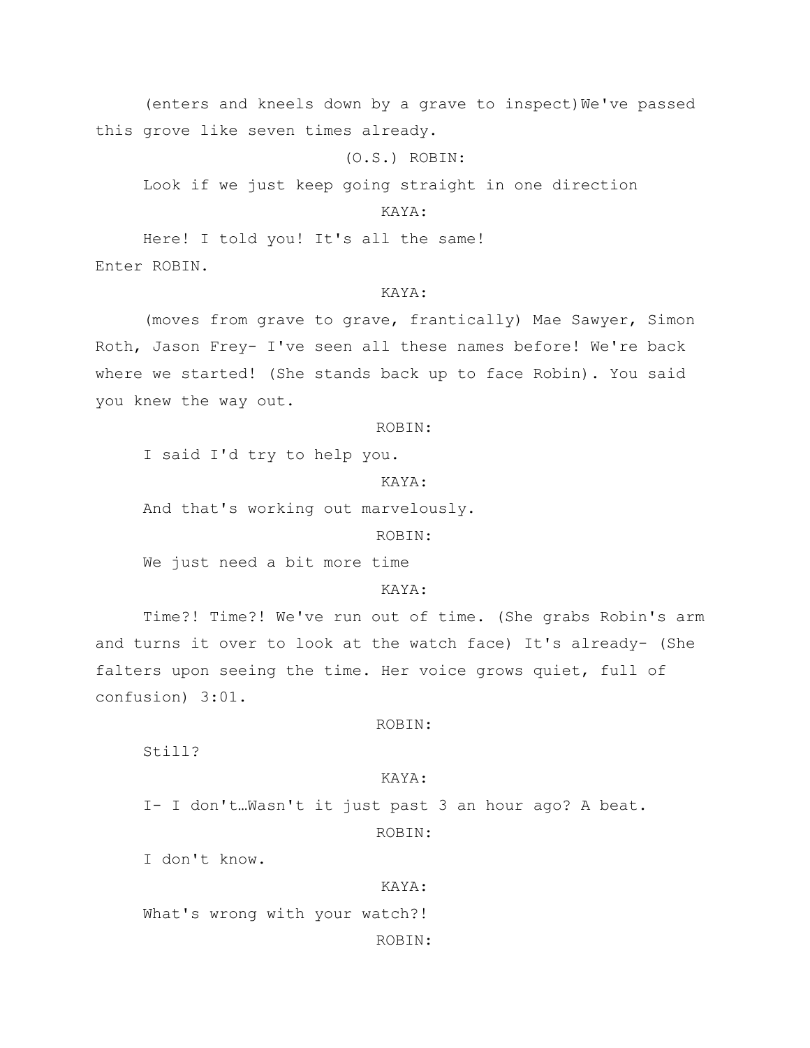(enters and kneels down by a grave to inspect)We've passed this grove like seven times already.

(O.S.) ROBIN:

Look if we just keep going straight in one direction

KAYA:

Here! I told you! It's all the same!

Enter ROBIN.

KAYA:

(moves from grave to grave, frantically) Mae Sawyer, Simon Roth, Jason Frey- I've seen all these names before! We're back where we started! (She stands back up to face Robin). You said you knew the way out.

ROBIN:

I said I'd try to help you.

KAYA:

And that's working out marvelously.

ROBIN:

We just need a bit more time

KAYA:

Time?! Time?! We've run out of time. (She grabs Robin's arm and turns it over to look at the watch face) It's already- (She falters upon seeing the time. Her voice grows quiet, full of confusion) 3:01.

ROBIN:

Still?

KAYA:

I- I don't…Wasn't it just past 3 an hour ago? A beat.

ROBIN:

I don't know.

KAYA:

What's wrong with your watch?!

ROBIN: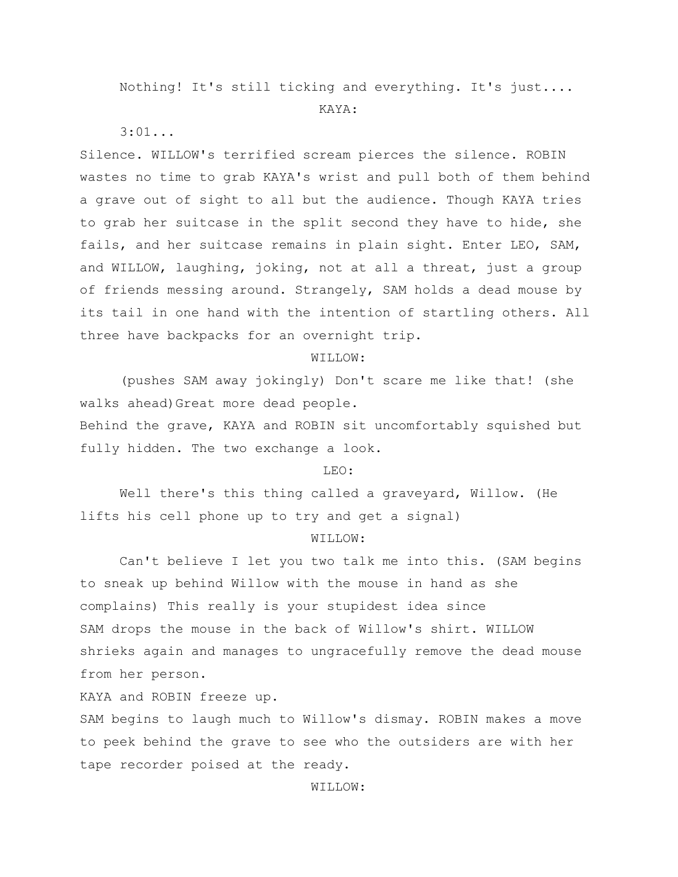Nothing! It's still ticking and everything. It's just....

KAYA:

3:01...

Silence. WILLOW's terrified scream pierces the silence. ROBIN wastes no time to grab KAYA's wrist and pull both of them behind a grave out of sight to all but the audience. Though KAYA tries to grab her suitcase in the split second they have to hide, she fails, and her suitcase remains in plain sight. Enter LEO, SAM, and WILLOW, laughing, joking, not at all a threat, just a group of friends messing around. Strangely, SAM holds a dead mouse by its tail in one hand with the intention of startling others. All three have backpacks for an overnight trip.

WILLOW:

(pushes SAM away jokingly) Don't scare me like that! (she walks ahead)Great more dead people.

Behind the grave, KAYA and ROBIN sit uncomfortably squished but fully hidden. The two exchange a look.

LEO:

Well there's this thing called a graveyard, Willow. (He lifts his cell phone up to try and get a signal)

WILLOW:

Can't believe I let you two talk me into this. (SAM begins to sneak up behind Willow with the mouse in hand as she complains) This really is your stupidest idea since

SAM drops the mouse in the back of Willow's shirt. WILLOW shrieks again and manages to ungracefully remove the dead mouse from her person.

KAYA and ROBIN freeze up.

SAM begins to laugh much to Willow's dismay. ROBIN makes a move to peek behind the grave to see who the outsiders are with her tape recorder poised at the ready.

WILLOW: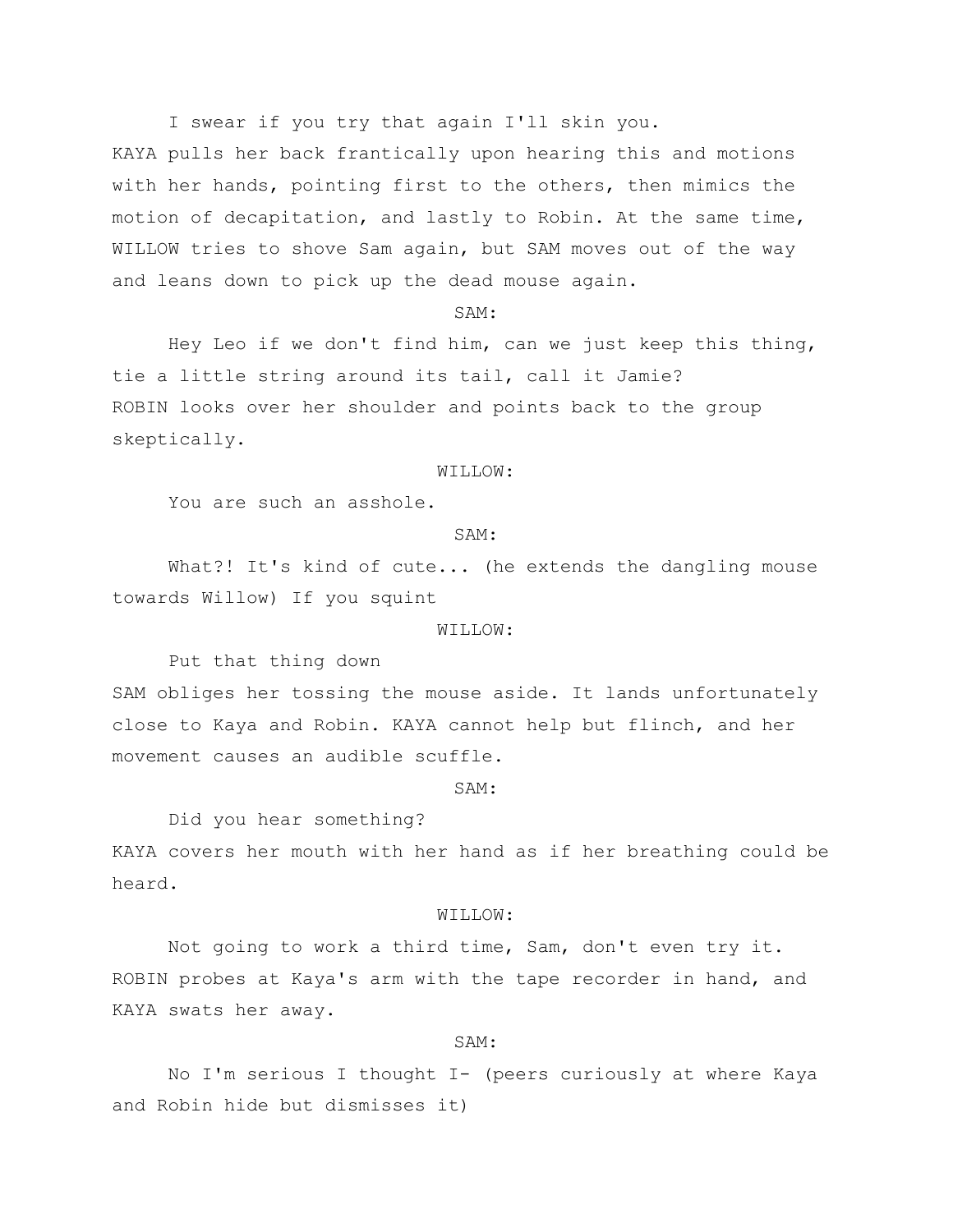I swear if you try that again I'll skin you.

KAYA pulls her back frantically upon hearing this and motions with her hands, pointing first to the others, then mimics the motion of decapitation, and lastly to Robin. At the same time, WILLOW tries to shove Sam again, but SAM moves out of the way and leans down to pick up the dead mouse again.

SAM:

Hey Leo if we don't find him, can we just keep this thing, tie a little string around its tail, call it Jamie?

ROBIN looks over her shoulder and points back to the group skeptically.

WILLOW:

You are such an asshole.

SAM:

What?! It's kind of cute... (he extends the dangling mouse towards Willow) If you squint

WILLOW:

Put that thing down

SAM obliges her tossing the mouse aside. It lands unfortunately close to Kaya and Robin. KAYA cannot help but flinch, and her movement causes an audible scuffle.

SAM:

Did you hear something?

KAYA covers her mouth with her hand as if her breathing could be heard.

WILLOW:

Not going to work a third time, Sam, don't even try it.

ROBIN probes at Kaya's arm with the tape recorder in hand, and KAYA swats her away.

SAM:

No I'm serious I thought I- (peers curiously at where Kaya and Robin hide but dismisses it)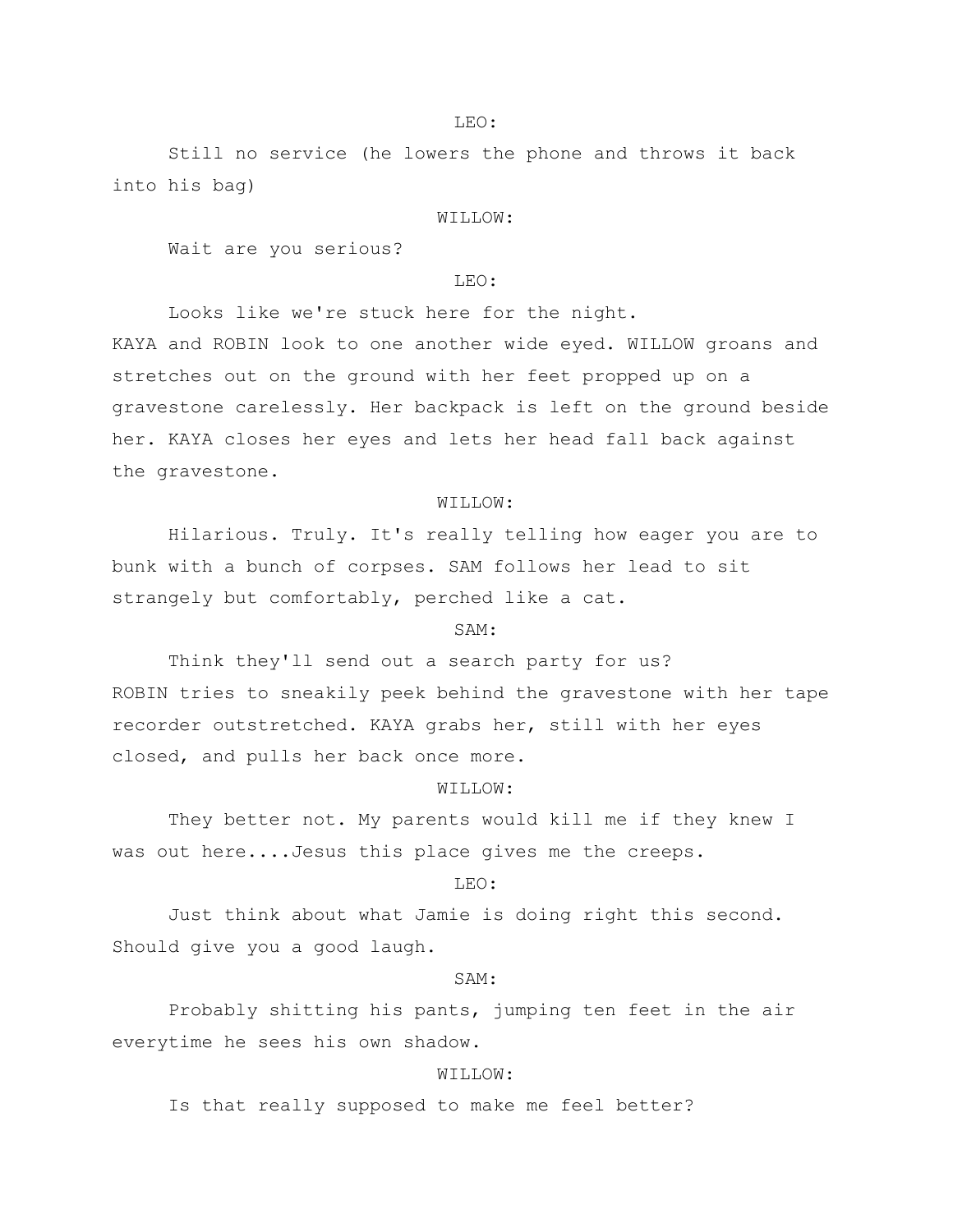LEO:

Still no service (he lowers the phone and throws it back into his bag)

WILLOW:

Wait are you serious?

LEO:

Looks like we're stuck here for the night.

KAYA and ROBIN look to one another wide eyed. WILLOW groans and stretches out on the ground with her feet propped up on a gravestone carelessly. Her backpack is left on the ground beside her. KAYA closes her eyes and lets her head fall back against the gravestone.

WILLOW:

Hilarious. Truly. It's really telling how eager you are to bunk with a bunch of corpses. SAM follows her lead to sit strangely but comfortably, perched like a cat.

SAM:

Think they'll send out a search party for us?

ROBIN tries to sneakily peek behind the gravestone with her tape recorder outstretched. KAYA grabs her, still with her eyes closed, and pulls her back once more.

WILLOW:

They better not. My parents would kill me if they knew I was out here....Jesus this place gives me the creeps.

LEO:

Just think about what Jamie is doing right this second. Should give you a good laugh.

SAM:

Probably shitting his pants, jumping ten feet in the air everytime he sees his own shadow.

WILLOW:

Is that really supposed to make me feel better?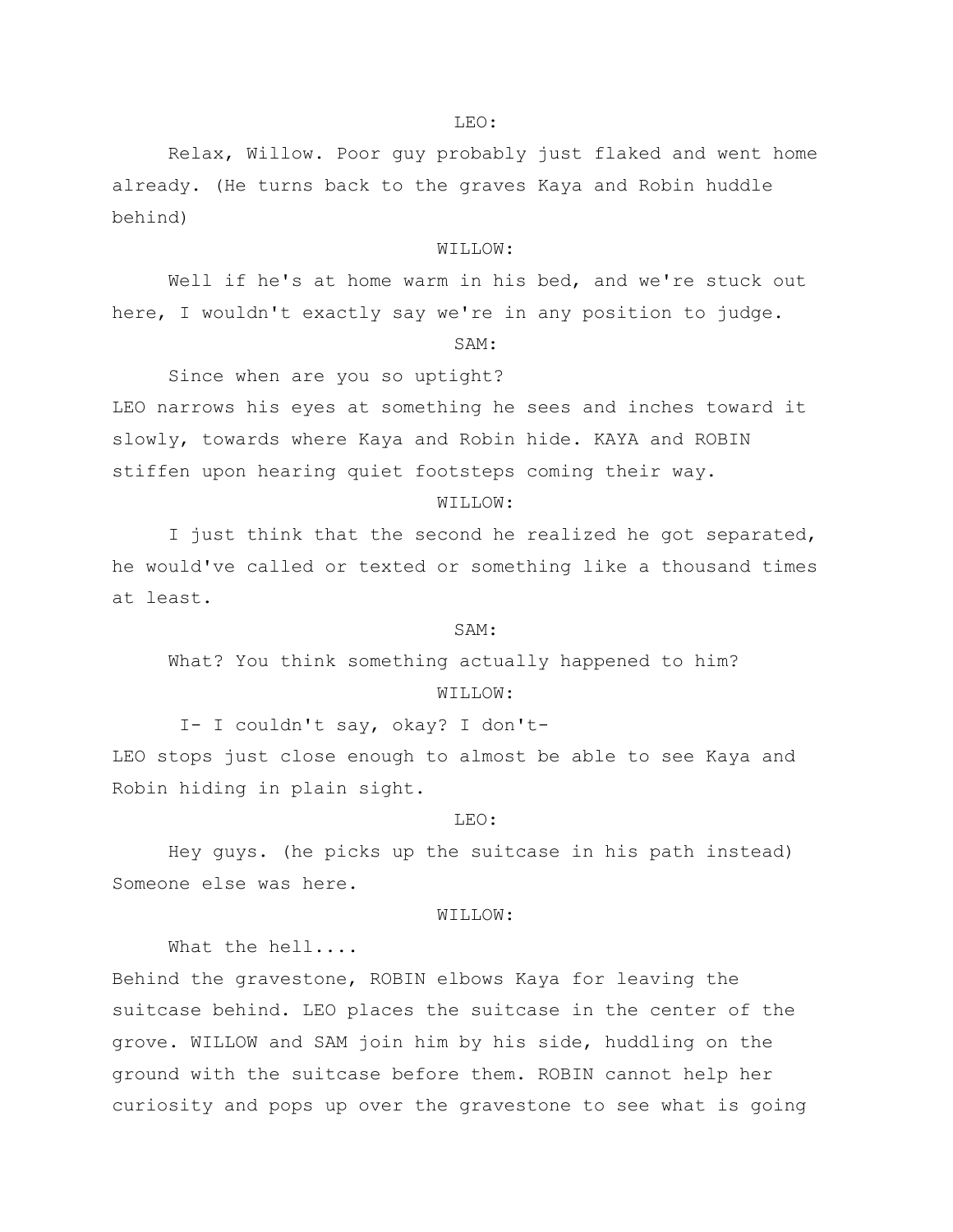LEO:

Relax, Willow. Poor guy probably just flaked and went home already. (He turns back to the graves Kaya and Robin huddle behind)

WILLOW:

Well if he's at home warm in his bed, and we're stuck out here, I wouldn't exactly say we're in any position to judge.

SAM:

Since when are you so uptight?

LEO narrows his eyes at something he sees and inches toward it slowly, towards where Kaya and Robin hide. KAYA and ROBIN stiffen upon hearing quiet footsteps coming their way.

WILLOW:

I just think that the second he realized he got separated, he would've called or texted or something like a thousand times at least.

SAM:

What? You think something actually happened to him?

WILLOW:

I- I couldn't say, okay? I don't-

LEO stops just close enough to almost be able to see Kaya and Robin hiding in plain sight.

LEO:

Hey guys. (he picks up the suitcase in his path instead) Someone else was here.

WILLOW:

What the hell....

Behind the gravestone, ROBIN elbows Kaya for leaving the suitcase behind. LEO places the suitcase in the center of the grove. WILLOW and SAM join him by his side, huddling on the ground with the suitcase before them. ROBIN cannot help her curiosity and pops up over the gravestone to see what is going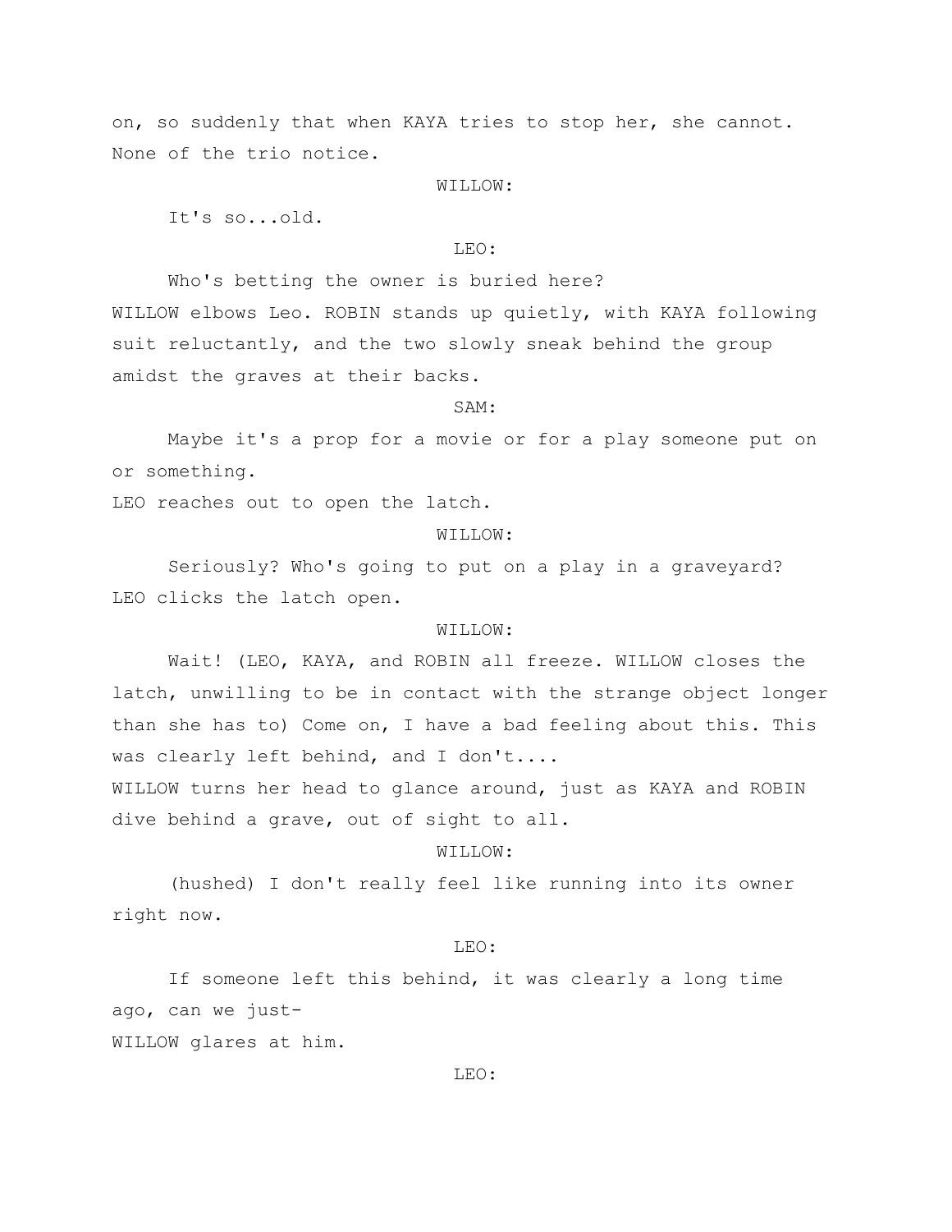on, so suddenly that when KAYA tries to stop her, she cannot. None of the trio notice.

WILLOW:

It's so...old.

LEO:

Who's betting the owner is buried here?

WILLOW elbows Leo. ROBIN stands up quietly, with KAYA following suit reluctantly, and the two slowly sneak behind the group amidst the graves at their backs.

SAM:

Maybe it's a prop for a movie or for a play someone put on or something.

LEO reaches out to open the latch.

WILLOW:

Seriously? Who's going to put on a play in a graveyard?

LEO clicks the latch open.

WILLOW:

Wait! (LEO, KAYA, and ROBIN all freeze. WILLOW closes the latch, unwilling to be in contact with the strange object longer than she has to) Come on, I have a bad feeling about this. This was clearly left behind, and I don't....

WILLOW turns her head to glance around, just as KAYA and ROBIN dive behind a grave, out of sight to all.

WILLOW:

(hushed) I don't really feel like running into its owner right now.

LEO:

If someone left this behind, it was clearly a long time ago, can we just-

WILLOW glares at him.

LEO: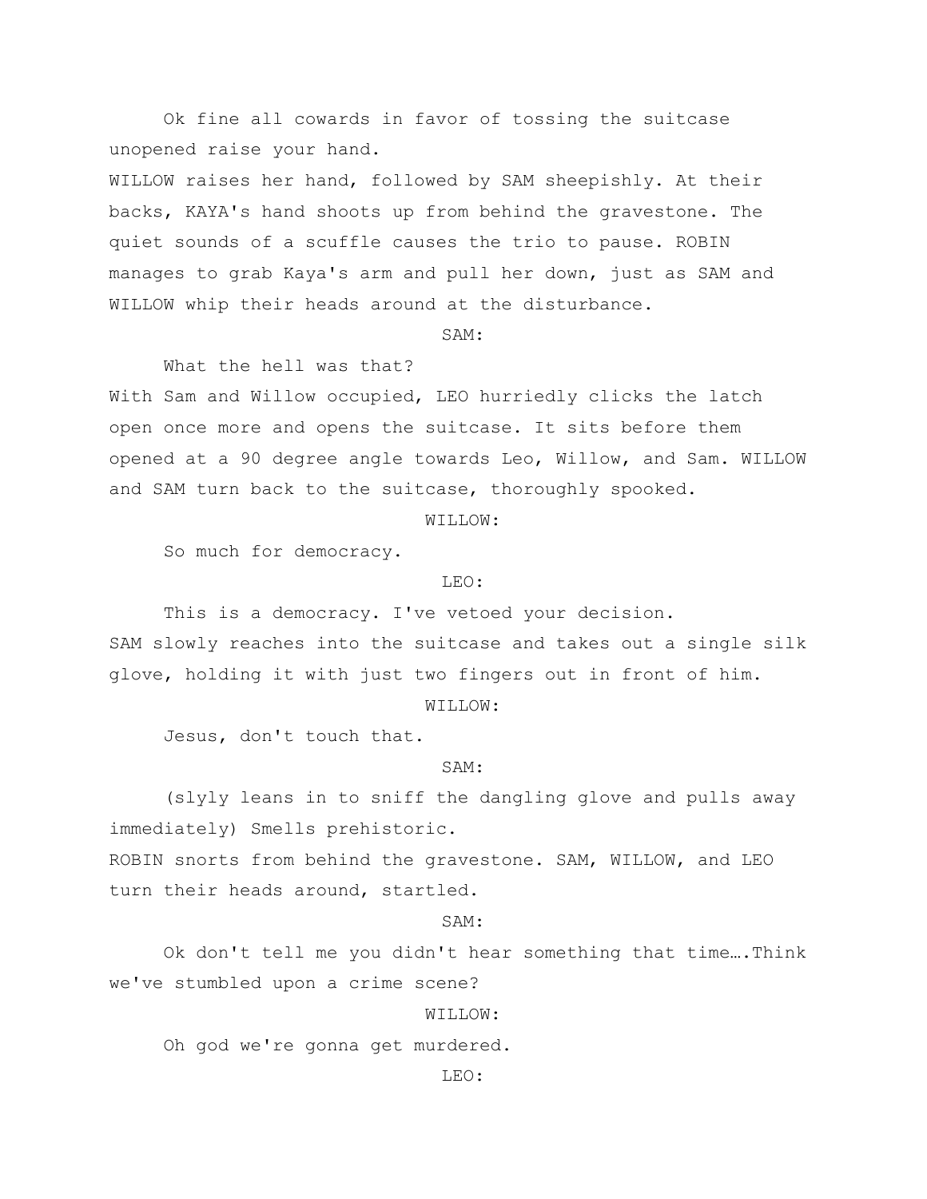Ok fine all cowards in favor of tossing the suitcase unopened raise your hand.

WILLOW raises her hand, followed by SAM sheepishly. At their backs, KAYA's hand shoots up from behind the gravestone. The quiet sounds of a scuffle causes the trio to pause. ROBIN manages to grab Kaya's arm and pull her down, just as SAM and WILLOW whip their heads around at the disturbance.

SAM:

What the hell was that?

With Sam and Willow occupied, LEO hurriedly clicks the latch open once more and opens the suitcase. It sits before them opened at a 90 degree angle towards Leo, Willow, and Sam. WILLOW and SAM turn back to the suitcase, thoroughly spooked.

WILLOW:

So much for democracy.

LEO:

This is a democracy. I've vetoed your decision.

SAM slowly reaches into the suitcase and takes out a single silk glove, holding it with just two fingers out in front of him.

WILLOW:

Jesus, don't touch that.

SAM:

(slyly leans in to sniff the dangling glove and pulls away immediately) Smells prehistoric.

ROBIN snorts from behind the gravestone. SAM, WILLOW, and LEO turn their heads around, startled.

SAM:

Ok don't tell me you didn't hear something that time….Think we've stumbled upon a crime scene?

WILLOW:

Oh god we're gonna get murdered.

LEO: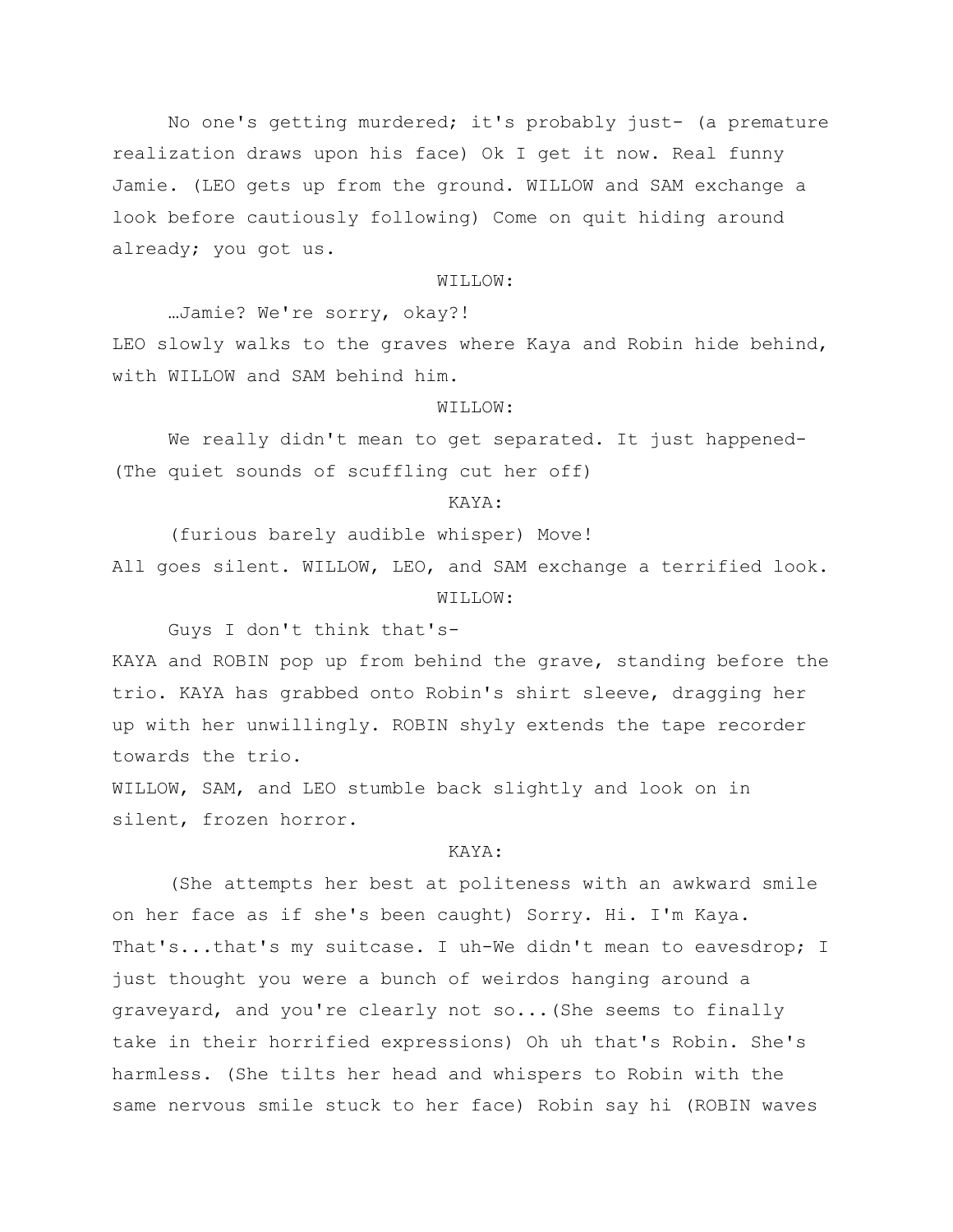No one's getting murdered; it's probably just- (a premature realization draws upon his face) Ok I get it now. Real funny Jamie. (LEO gets up from the ground. WILLOW and SAM exchange a look before cautiously following) Come on quit hiding around already; you got us.

WILLOW:

…Jamie? We're sorry, okay?!

LEO slowly walks to the graves where Kaya and Robin hide behind, with WILLOW and SAM behind him.

WILLOW:

We really didn't mean to get separated. It just happened- (The quiet sounds of scuffling cut her off)

KAYA:

(furious barely audible whisper) Move!

All goes silent. WILLOW, LEO, and SAM exchange a terrified look.

WILLOW:

Guys I don't think that's-

KAYA and ROBIN pop up from behind the grave, standing before the trio. KAYA has grabbed onto Robin's shirt sleeve, dragging her up with her unwillingly. ROBIN shyly extends the tape recorder towards the trio.

WILLOW, SAM, and LEO stumble back slightly and look on in silent, frozen horror.

KAYA:

(She attempts her best at politeness with an awkward smile on her face as if she's been caught) Sorry. Hi. I'm Kaya. That's...that's my suitcase. I uh-We didn't mean to eavesdrop; I just thought you were a bunch of weirdos hanging around a graveyard, and you're clearly not so...(She seems to finally take in their horrified expressions) Oh uh that's Robin. She's harmless. (She tilts her head and whispers to Robin with the same nervous smile stuck to her face) Robin say hi (ROBIN waves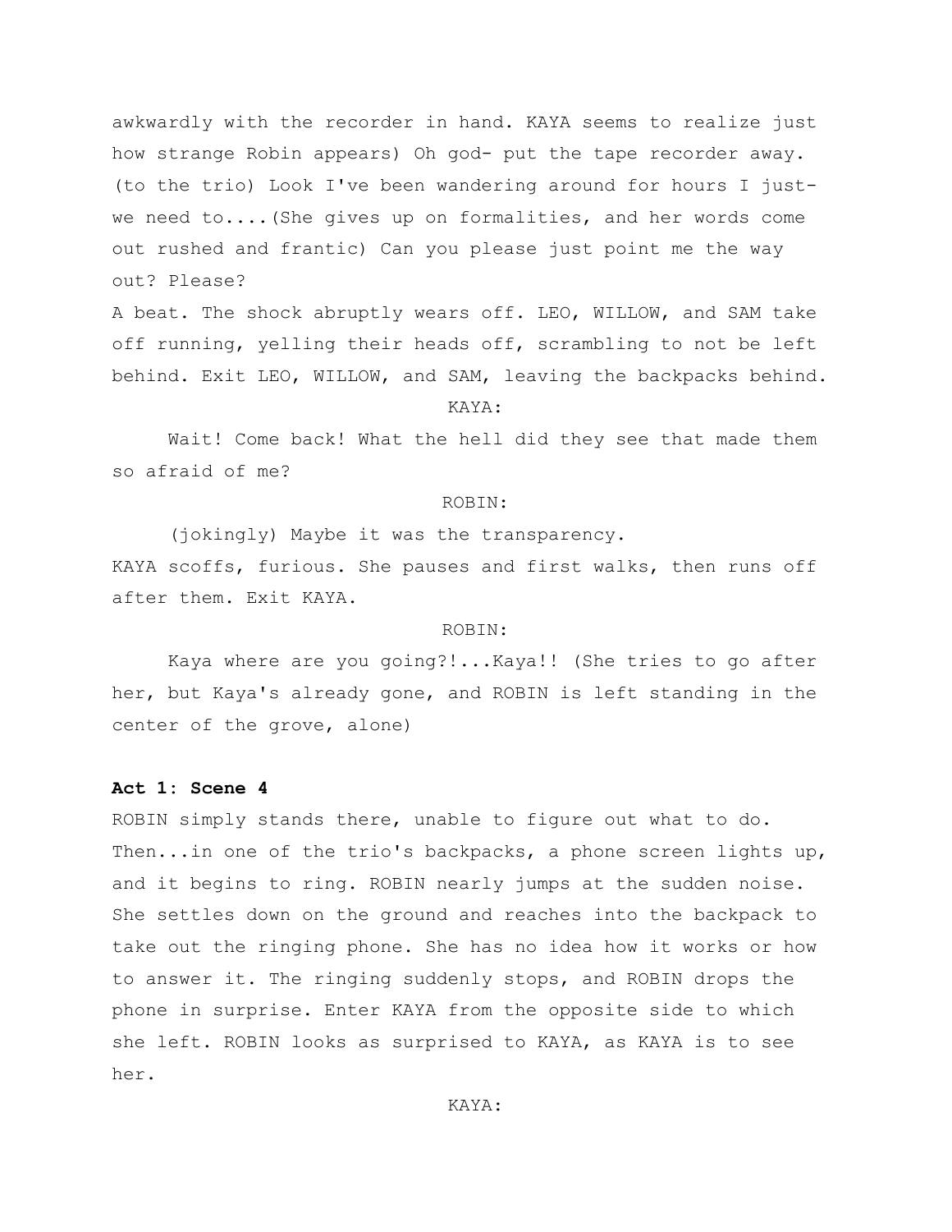awkwardly with the recorder in hand. KAYA seems to realize just how strange Robin appears) Oh god- put the tape recorder away. (to the trio) Look I've been wandering around for hours I just- we need to....(She gives up on formalities, and her words come out rushed and frantic) Can you please just point me the way out? Please?

A beat. The shock abruptly wears off. LEO, WILLOW, and SAM take off running, yelling their heads off, scrambling to not be left behind. Exit LEO, WILLOW, and SAM, leaving the backpacks behind.

KAYA:

Wait! Come back! What the hell did they see that made them so afraid of me?

ROBIN:

(jokingly) Maybe it was the transparency.

KAYA scoffs, furious. She pauses and first walks, then runs off after them. Exit KAYA.

ROBIN:

Kaya where are you going?!...Kaya!! (She tries to go after her, but Kaya's already gone, and ROBIN is left standing in the center of the grove, alone)

**Act 1: Scene 4**

ROBIN simply stands there, unable to figure out what to do. Then...in one of the trio's backpacks, a phone screen lights up, and it begins to ring. ROBIN nearly jumps at the sudden noise. She settles down on the ground and reaches into the backpack to take out the ringing phone. She has no idea how it works or how to answer it. The ringing suddenly stops, and ROBIN drops the phone in surprise. Enter KAYA from the opposite side to which she left. ROBIN looks as surprised to KAYA, as KAYA is to see her.

KAYA: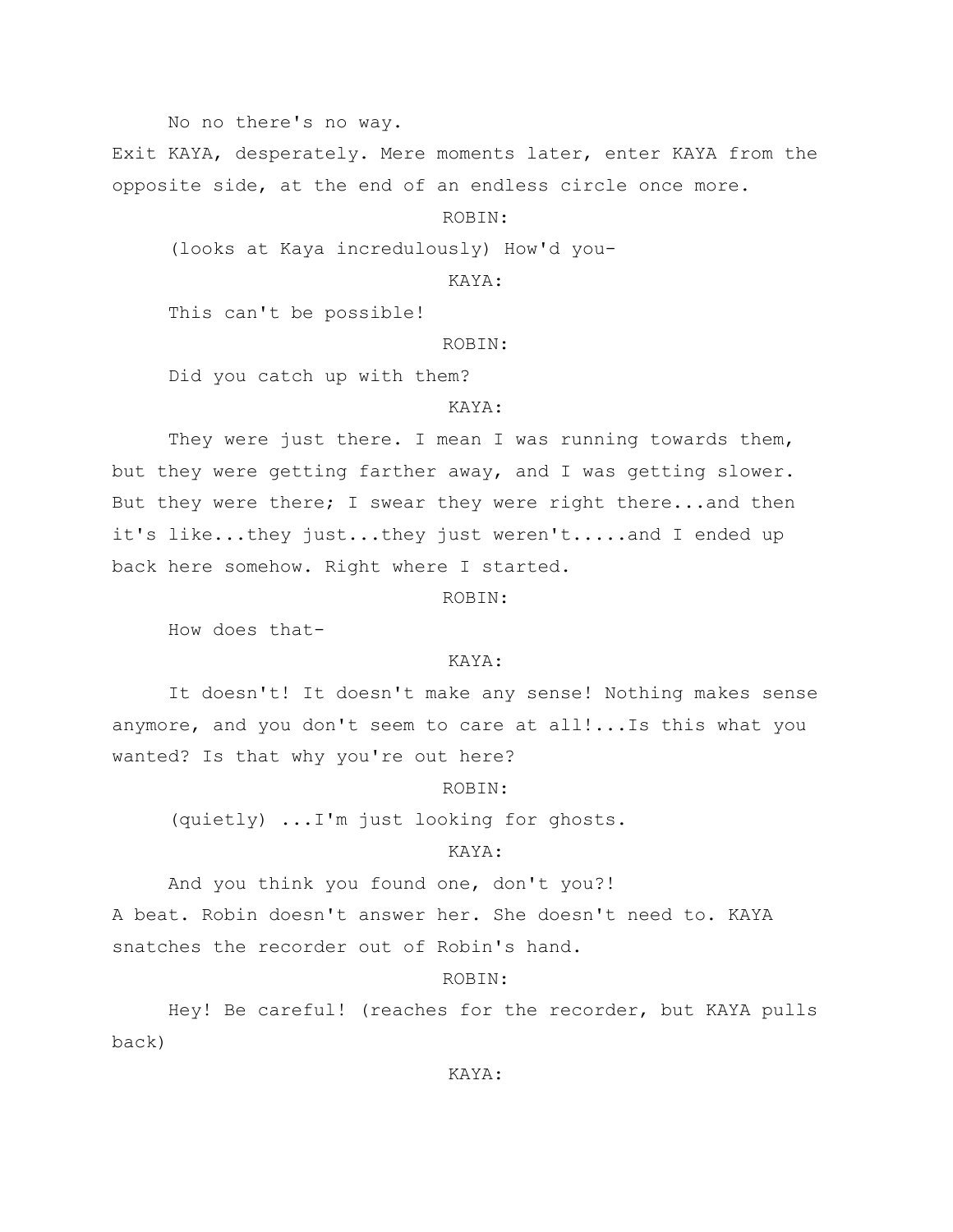No no there's no way.

Exit KAYA, desperately. Mere moments later, enter KAYA from the opposite side, at the end of an endless circle once more.

ROBIN:

(looks at Kaya incredulously) How'd you-

KAYA:

This can't be possible!

ROBIN:

Did you catch up with them?

KAYA:

They were just there. I mean I was running towards them, but they were getting farther away, and I was getting slower. But they were there; I swear they were right there...and then it's like...they just...they just weren't.....and I ended up back here somehow. Right where I started.

ROBIN:

How does that-

KAYA:

It doesn't! It doesn't make any sense! Nothing makes sense anymore, and you don't seem to care at all!...Is this what you wanted? Is that why you're out here?

ROBIN:

(quietly) ...I'm just looking for ghosts.

KAYA:

And you think you found one, don't you?!

A beat. Robin doesn't answer her. She doesn't need to. KAYA snatches the recorder out of Robin's hand.

ROBIN:

Hey! Be careful! (reaches for the recorder, but KAYA pulls back)

KAYA: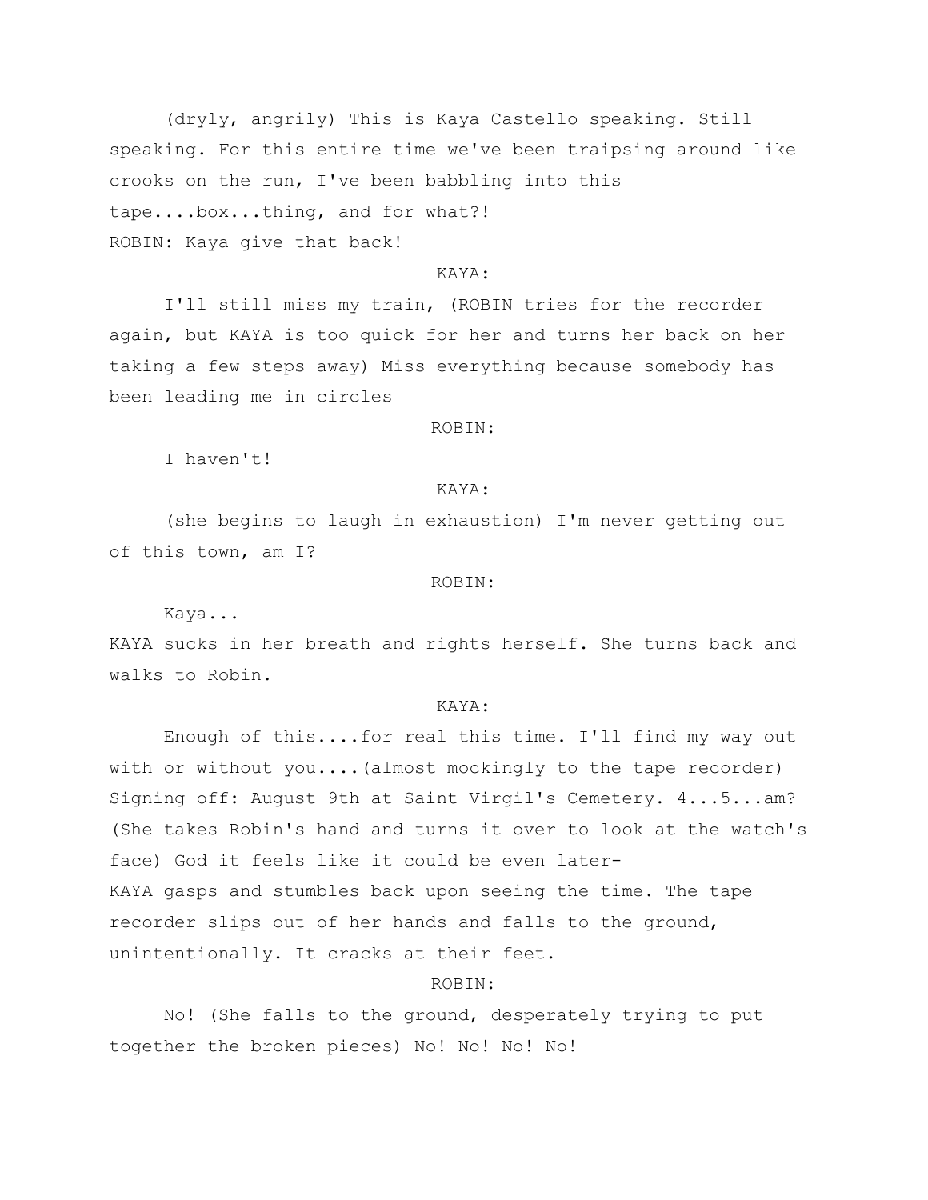(dryly, angrily) This is Kaya Castello speaking. Still speaking. For this entire time we've been traipsing around like crooks on the run, I've been babbling into this tape....box...thing, and for what?!

ROBIN: Kaya give that back!

KAYA:

I'll still miss my train, (ROBIN tries for the recorder again, but KAYA is too quick for her and turns her back on her taking a few steps away) Miss everything because somebody has been leading me in circles

ROBIN:

I haven't!

KAYA:

(she begins to laugh in exhaustion) I'm never getting out of this town, am I?

ROBIN:

Kaya...

KAYA sucks in her breath and rights herself. She turns back and walks to Robin.

KAYA:

Enough of this....for real this time. I'll find my way out with or without you....(almost mockingly to the tape recorder) Signing off: August 9th at Saint Virgil's Cemetery. 4...5...am? (She takes Robin's hand and turns it over to look at the watch's face) God it feels like it could be even later-

KAYA gasps and stumbles back upon seeing the time. The tape recorder slips out of her hands and falls to the ground, unintentionally. It cracks at their feet.

ROBIN:

No! (She falls to the ground, desperately trying to put together the broken pieces) No! No! No! No!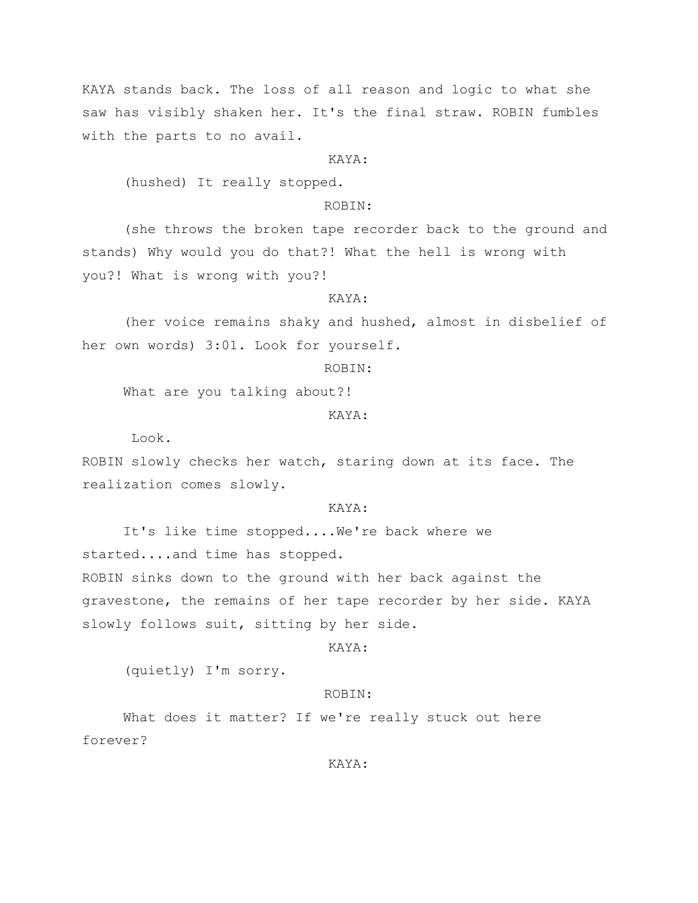KAYA stands back. The loss of all reason and logic to what she saw has visibly shaken her. It's the final straw. ROBIN fumbles with the parts to no avail.

KAYA:

(hushed) It really stopped.

ROBIN:

(she throws the broken tape recorder back to the ground and stands) Why would you do that?! What the hell is wrong with you?! What is wrong with you?!

KAYA:

(her voice remains shaky and hushed, almost in disbelief of her own words) 3:01. Look for yourself.

ROBIN:

What are you talking about?!

KAYA:

Look.

ROBIN slowly checks her watch, staring down at its face. The realization comes slowly.

KAYA:

It's like time stopped....We're back where we started....and time has stopped.

ROBIN sinks down to the ground with her back against the gravestone, the remains of her tape recorder by her side. KAYA slowly follows suit, sitting by her side.

KAYA:

(quietly) I'm sorry.

ROBIN:

What does it matter? If we're really stuck out here forever?

KAYA: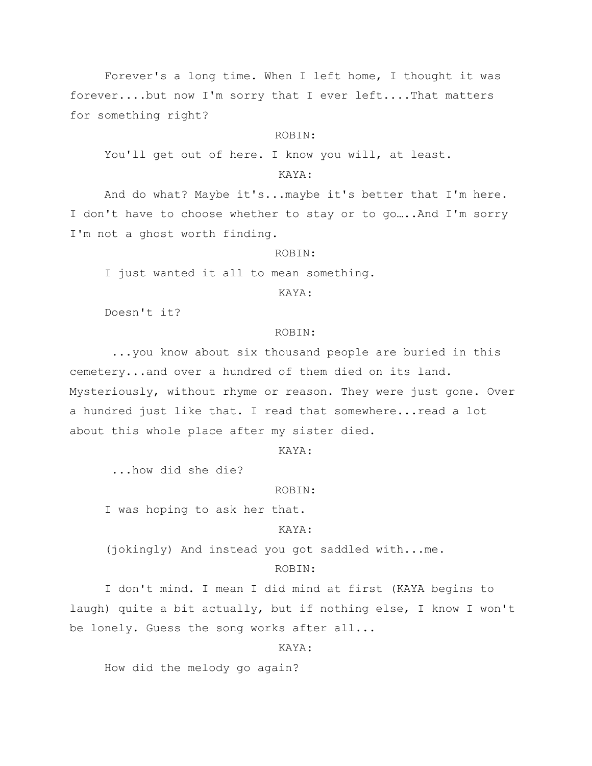Forever's a long time. When I left home, I thought it was forever....but now I'm sorry that I ever left....That matters for something right?

ROBIN:

You'll get out of here. I know you will, at least.

KAYA:

And do what? Maybe it's...maybe it's better that I'm here. I don't have to choose whether to stay or to go…..And I'm sorry I'm not a ghost worth finding.

ROBIN:

I just wanted it all to mean something.

KAYA:

Doesn't it?

ROBIN:

...you know about six thousand people are buried in this cemetery...and over a hundred of them died on its land. Mysteriously, without rhyme or reason. They were just gone. Over a hundred just like that. I read that somewhere...read a lot about this whole place after my sister died.

KAYA:

...how did she die?

ROBIN:

I was hoping to ask her that.

KAYA:

(jokingly) And instead you got saddled with...me.

ROBIN:

I don't mind. I mean I did mind at first (KAYA begins to laugh) quite a bit actually, but if nothing else, I know I won't be lonely. Guess the song works after all...

KAYA:

How did the melody go again?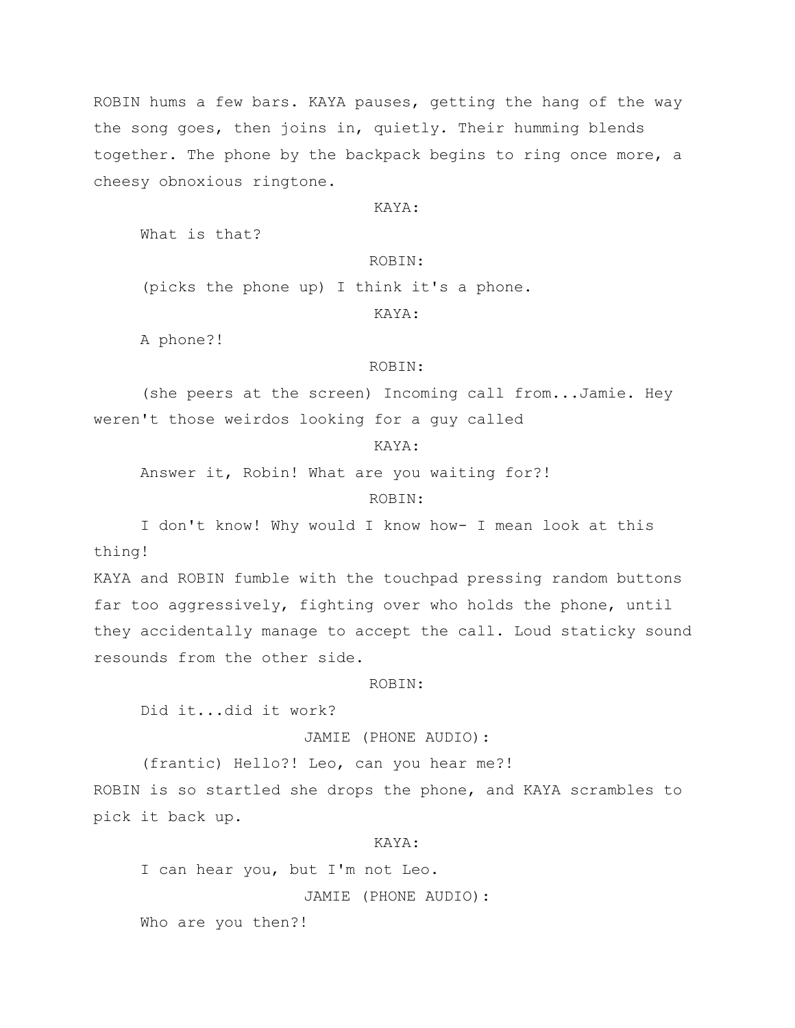ROBIN hums a few bars. KAYA pauses, getting the hang of the way the song goes, then joins in, quietly. Their humming blends together. The phone by the backpack begins to ring once more, a cheesy obnoxious ringtone.

KAYA:

What is that?

ROBIN:

(picks the phone up) I think it's a phone.

KAYA:

A phone?!

ROBIN:

(she peers at the screen) Incoming call from...Jamie. Hey weren't those weirdos looking for a guy called

KAYA:

Answer it, Robin! What are you waiting for?!

ROBIN:

I don't know! Why would I know how- I mean look at this thing!

KAYA and ROBIN fumble with the touchpad pressing random buttons far too aggressively, fighting over who holds the phone, until they accidentally manage to accept the call. Loud staticky sound resounds from the other side.

ROBIN:

Did it...did it work?

JAMIE (PHONE AUDIO):

(frantic) Hello?! Leo, can you hear me?!

ROBIN is so startled she drops the phone, and KAYA scrambles to pick it back up.

KAYA:

I can hear you, but I'm not Leo.

JAMIE (PHONE AUDIO):

Who are you then?!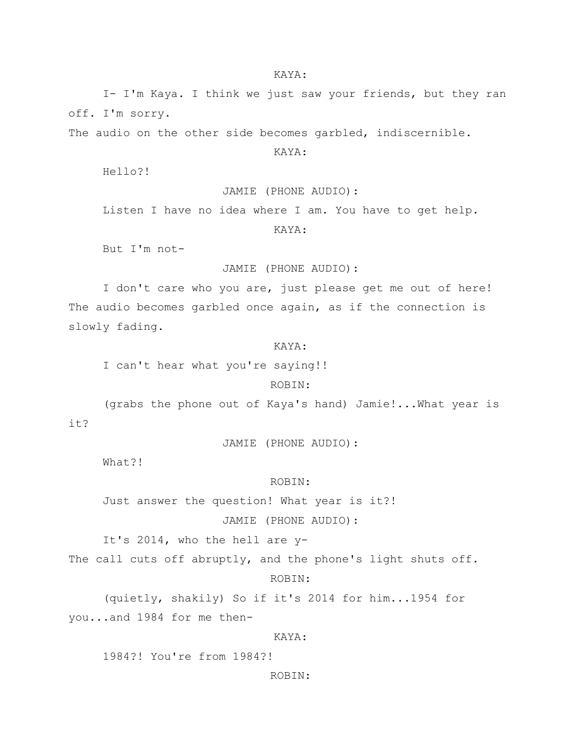KAYA:

I- I'm Kaya. I think we just saw your friends, but they ran off. I'm sorry.

The audio on the other side becomes garbled, indiscernible.

KAYA:

Hello?!

JAMIE (PHONE AUDIO):

Listen I have no idea where I am. You have to get help.

KAYA:

But I'm not-

JAMIE (PHONE AUDIO):

I don't care who you are, just please get me out of here!

The audio becomes garbled once again, as if the connection is slowly fading.

KAYA:

I can't hear what you're saying!!

ROBIN:

(grabs the phone out of Kaya's hand) Jamie!...What year is it?

JAMIE (PHONE AUDIO):

What?!

ROBIN:

Just answer the question! What year is it?!

JAMIE (PHONE AUDIO):

It's 2014, who the hell are y-

The call cuts off abruptly, and the phone's light shuts off.

ROBIN:

(quietly, shakily) So if it's 2014 for him...1954 for you...and 1984 for me then-

KAYA:

1984?! You're from 1984?!

ROBIN: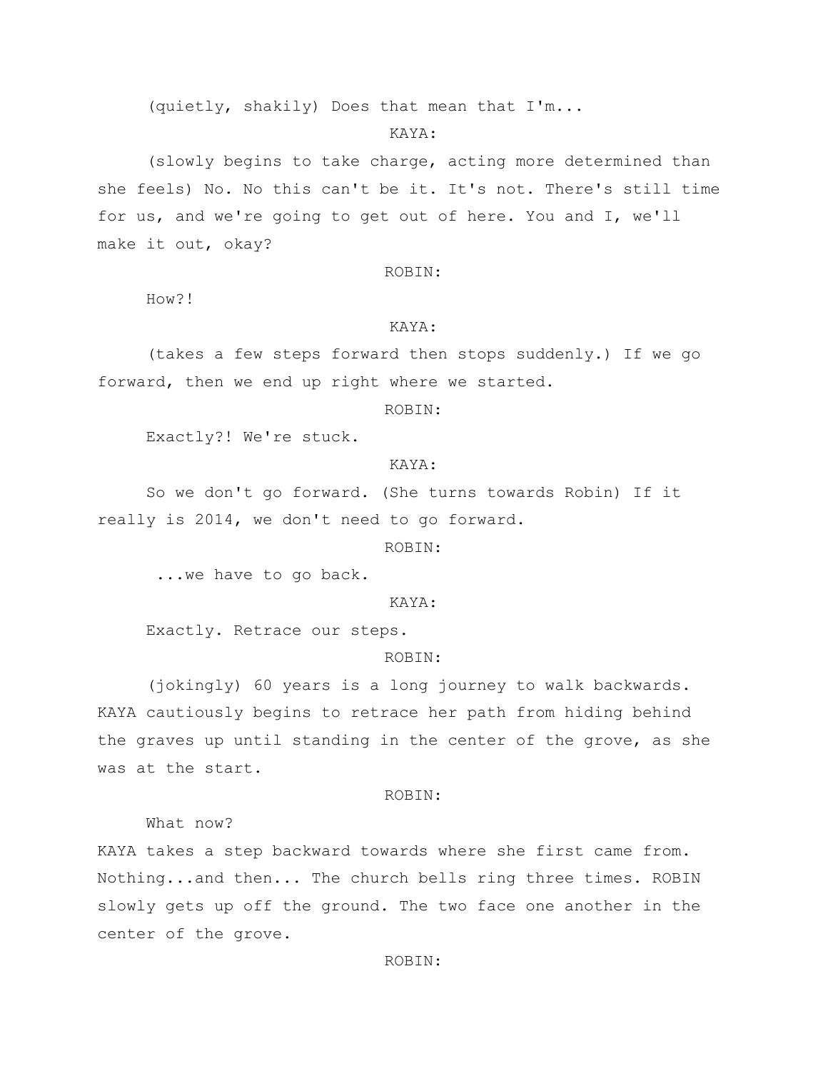(quietly, shakily) Does that mean that I'm...

KAYA:

(slowly begins to take charge, acting more determined than she feels) No. No this can't be it. It's not. There's still time for us, and we're going to get out of here. You and I, we'll make it out, okay?

ROBIN:

How?!

KAYA:

(takes a few steps forward then stops suddenly.) If we go forward, then we end up right where we started.

ROBIN:

Exactly?! We're stuck.

KAYA:

So we don't go forward. (She turns towards Robin) If it really is 2014, we don't need to go forward.

ROBIN:

...we have to go back.

KAYA:

Exactly. Retrace our steps.

ROBIN:

(jokingly) 60 years is a long journey to walk backwards.

KAYA cautiously begins to retrace her path from hiding behind the graves up until standing in the center of the grove, as she was at the start.

ROBIN:

What now?

KAYA takes a step backward towards where she first came from. Nothing...and then... The church bells ring three times. ROBIN slowly gets up off the ground. The two face one another in the center of the grove.

ROBIN: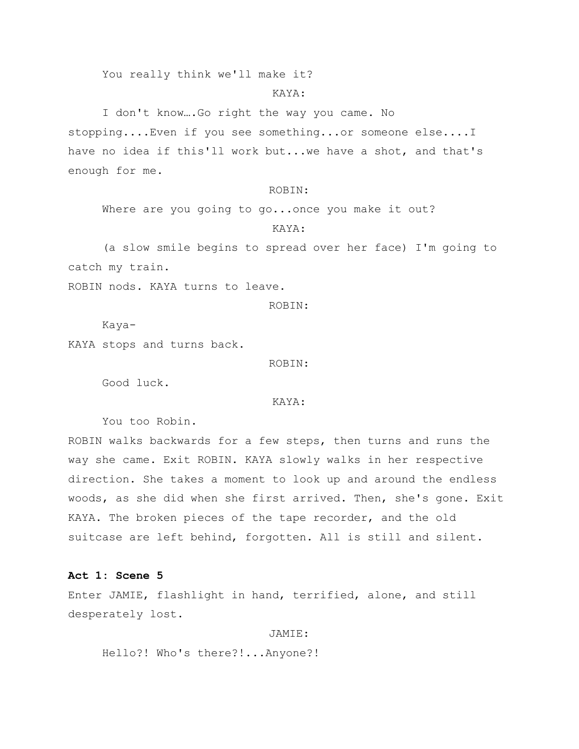You really think we'll make it?

KAYA:

I don't know….Go right the way you came. No stopping....Even if you see something...or someone else....I have no idea if this'll work but...we have a shot, and that's enough for me.

ROBIN:

Where are you going to go...once you make it out?

KAYA:

(a slow smile begins to spread over her face) I'm going to catch my train.

ROBIN nods. KAYA turns to leave.

ROBIN:

Kaya-

KAYA stops and turns back.

ROBIN:

Good luck.

KAYA:

You too Robin.

ROBIN walks backwards for a few steps, then turns and runs the way she came. Exit ROBIN. KAYA slowly walks in her respective direction. She takes a moment to look up and around the endless woods, as she did when she first arrived. Then, she's gone. Exit KAYA. The broken pieces of the tape recorder, and the old suitcase are left behind, forgotten. All is still and silent.

**Act 1: Scene 5**

Enter JAMIE, flashlight in hand, terrified, alone, and still desperately lost.

JAMIE:

Hello?! Who's there?!...Anyone?!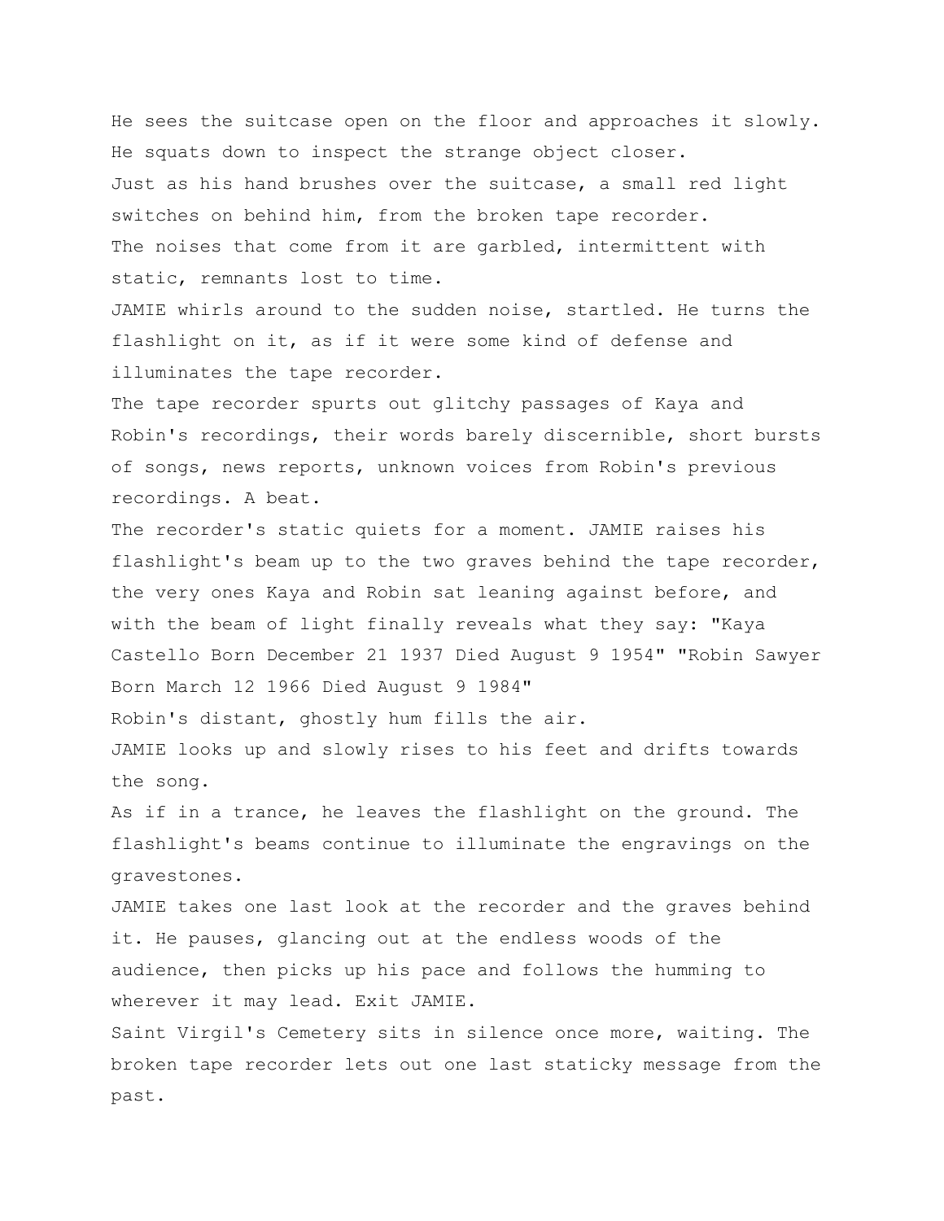He sees the suitcase open on the floor and approaches it slowly. He squats down to inspect the strange object closer.

Just as his hand brushes over the suitcase, a small red light switches on behind him, from the broken tape recorder.

The noises that come from it are garbled, intermittent with static, remnants lost to time.

JAMIE whirls around to the sudden noise, startled. He turns the flashlight on it, as if it were some kind of defense and illuminates the tape recorder.

The tape recorder spurts out glitchy passages of Kaya and Robin's recordings, their words barely discernible, short bursts of songs, news reports, unknown voices from Robin's previous recordings. A beat.

The recorder's static quiets for a moment. JAMIE raises his flashlight's beam up to the two graves behind the tape recorder, the very ones Kaya and Robin sat leaning against before, and with the beam of light finally reveals what they say: "Kaya Castello Born December 21 1937 Died August 9 1954" "Robin Sawyer Born March 12 1966 Died August 9 1984"

Robin's distant, ghostly hum fills the air.

JAMIE looks up and slowly rises to his feet and drifts towards the song.

As if in a trance, he leaves the flashlight on the ground. The flashlight's beams continue to illuminate the engravings on the gravestones.

JAMIE takes one last look at the recorder and the graves behind it. He pauses, glancing out at the endless woods of the audience, then picks up his pace and follows the humming to wherever it may lead. Exit JAMIE.

Saint Virgil's Cemetery sits in silence once more, waiting. The broken tape recorder lets out one last staticky message from the past.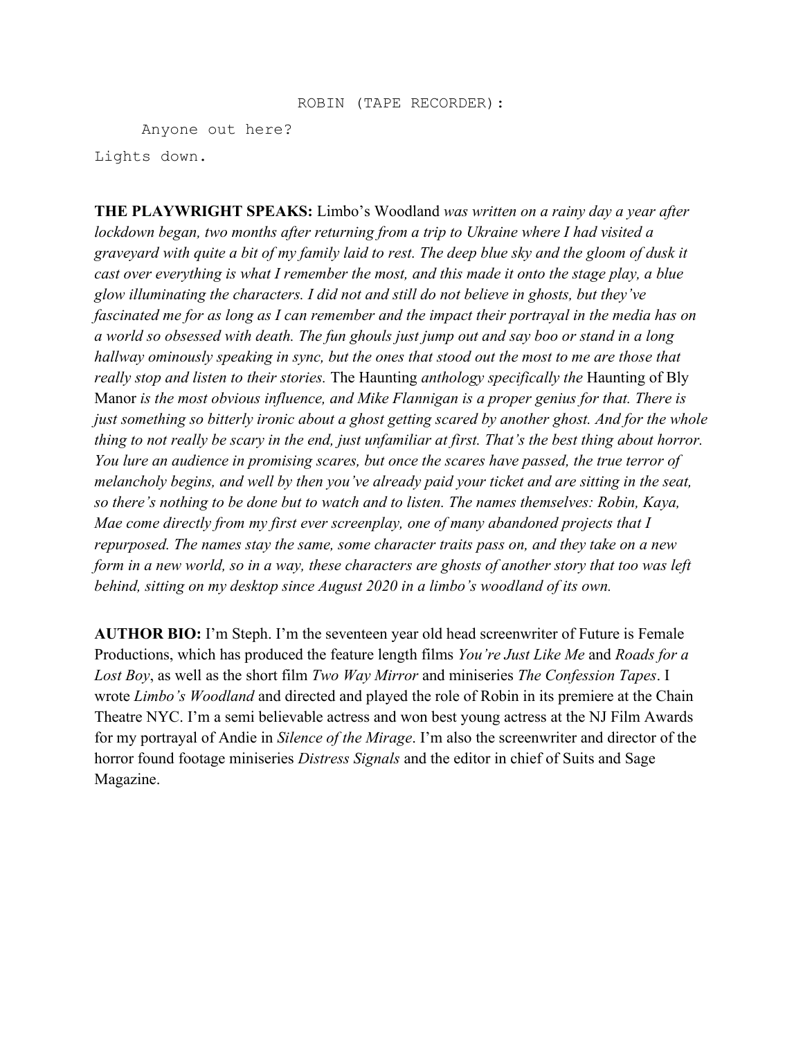ROBIN (TAPE RECORDER):

Anyone out here?

Lights down.

**THE PLAYWRIGHT SPEAKS:** Limbo's Woodland *was written on a rainy day a year after lockdown began, two months after returning from a trip to Ukraine where I had visited a graveyard with quite a bit of my family laid to rest. The deep blue sky and the gloom of dusk it cast over everything is what I remember the most, and this made it onto the stage play, a blue glow illuminating the characters. I did not and still do not believe in ghosts, but they've fascinated me for as long as I can remember and the impact their portrayal in the media has on a world so obsessed with death. The fun ghouls just jump out and say boo or stand in a long hallway ominously speaking in sync, but the ones that stood out the most to me are those that really stop and listen to their stories.* The Haunting *anthology specifically the* Haunting of Bly Manor *is the most obvious influence, and Mike Flannigan is a proper genius for that. There is just something so bitterly ironic about a ghost getting scared by another ghost. And for the whole thing to not really be scary in the end, just unfamiliar at first. That's the best thing about horror. You lure an audience in promising scares, but once the scares have passed, the true terror of melancholy begins, and well by then you've already paid your ticket and are sitting in the seat, so there's nothing to be done but to watch and to listen. The names themselves: Robin, Kaya, Mae come directly from my first ever screenplay, one of many abandoned projects that I repurposed. The names stay the same, some character traits pass on, and they take on a new form in a new world, so in a way, these characters are ghosts of another story that too was left behind, sitting on my desktop since August 2020 in a limbo's woodland of its own.*

**AUTHOR BIO:** I'm Steph. I'm the seventeen year old head screenwriter of Future is Female Productions, which has produced the feature length films *You're Just Like Me* and *Roads for a Lost Boy*, as well as the short film *Two Way Mirror* and miniseries *The Confession Tapes*. I wrote *Limbo's Woodland* and directed and played the role of Robin in its premiere at the Chain Theatre NYC. I'm a semi believable actress and won best young actress at the NJ Film Awards for my portrayal of Andie in *Silence of the Mirage*. I'm also the screenwriter and director of the horror found footage miniseries *Distress Signals* and the editor in chief of Suits and Sage Magazine.